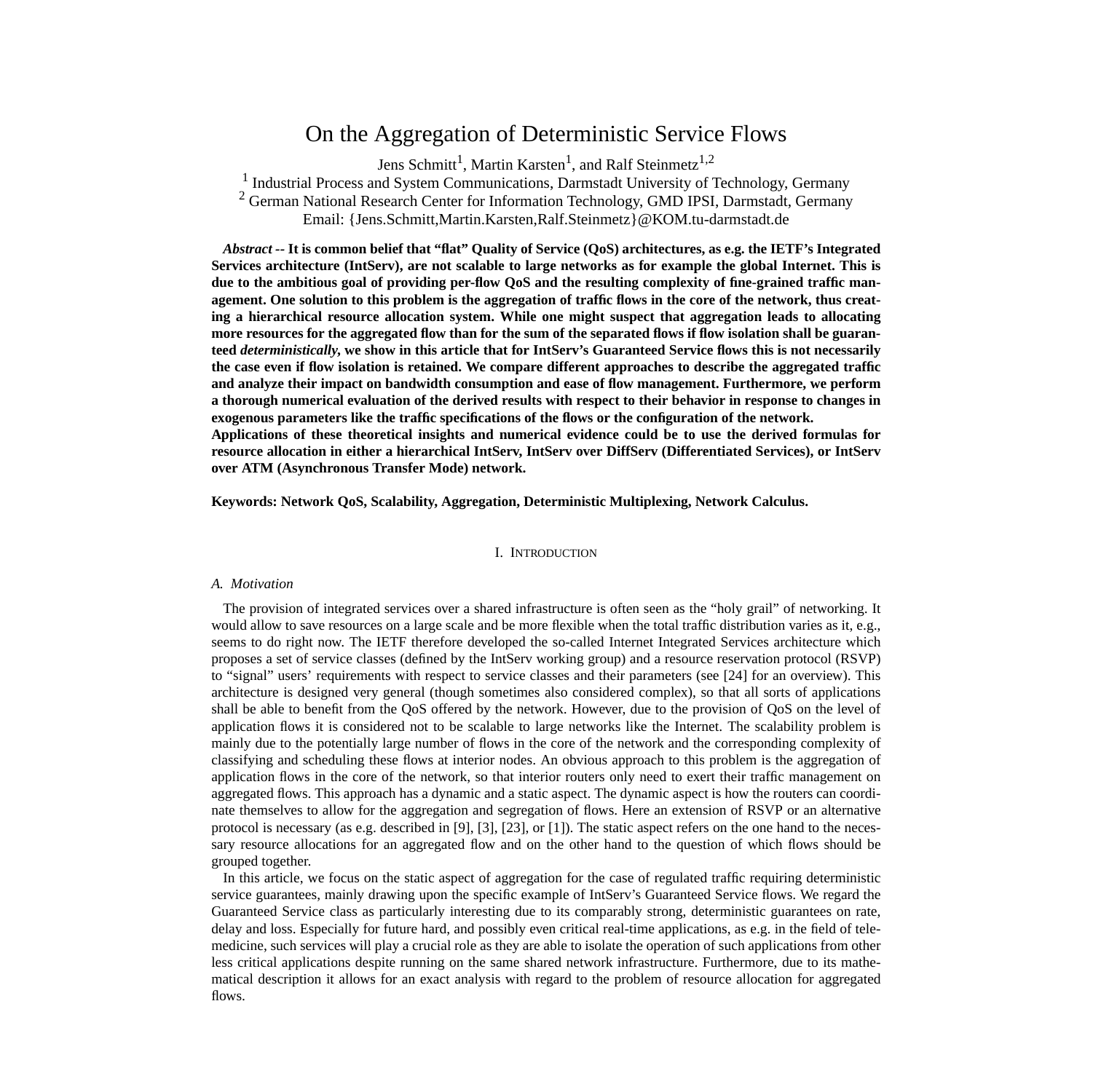# On the Aggregation of Deterministic Service Flows

Jens Schmitt[1], Martin Karsten[1], and Ralf Steinmetz[1,2]

[1] Industrial Process and System Communications, Darmstadt University of Technology, Germany

[2] German National Research Center for Information Technology, GMD IPSI, Darmstadt, Germany

Email: {Jens.Schmitt,Martin.Karsten,Ralf.Steinmetz}@KOM.tu-darmstadt.de

***Abstract* -- It is common belief that "flat" Quality of Service (QoS) architectures, as e.g. the IETF's Integrated Services architecture (IntServ), are not scalable to large networks as for example the global Internet. This is due to the ambitious goal of providing per-flow QoS and the resulting complexity of fine-grained traffic management. One solution to this problem is the aggregation of traffic flows in the core of the network, thus creating a hierarchical resource allocation system. While one might suspect that aggregation leads to allocating more resources for the aggregated flow than for the sum of the separated flows if flow isolation shall be guaranteed *deterministically,* we show in this article that for IntServ's Guaranteed Service flows this is not necessarily the case even if flow isolation is retained. We compare different approaches to describe the aggregated traffic and analyze their impact on bandwidth consumption and ease of flow management. Furthermore, we perform a thorough numerical evaluation of the derived results with respect to their behavior in response to changes in exogenous parameters like the traffic specifications of the flows or the configuration of the network.**

**Applications of these theoretical insights and numerical evidence could be to use the derived formulas for resource allocation in either a hierarchical IntServ, IntServ over DiffServ (Differentiated Services), or IntServ over ATM (Asynchronous Transfer Mode) network.**

**Keywords: Network QoS, Scalability, Aggregation, Deterministic Multiplexing, Network Calculus.**

## I. Introduction

### A. Motivation

The provision of integrated services over a shared infrastructure is often seen as the "holy grail" of networking. It would allow to save resources on a large scale and be more flexible when the total traffic distribution varies as it, e.g., seems to do right now. The IETF therefore developed the so-called Internet Integrated Services architecture which proposes a set of service classes (defined by the IntServ working group) and a resource reservation protocol (RSVP) to "signal" users' requirements with respect to service classes and their parameters (see [24] for an overview). This architecture is designed very general (though sometimes also considered complex), so that all sorts of applications shall be able to benefit from the QoS offered by the network. However, due to the provision of QoS on the level of application flows it is considered not to be scalable to large networks like the Internet. The scalability problem is mainly due to the potentially large number of flows in the core of the network and the corresponding complexity of classifying and scheduling these flows at interior nodes. An obvious approach to this problem is the aggregation of application flows in the core of the network, so that interior routers only need to exert their traffic management on aggregated flows. This approach has a dynamic and a static aspect. The dynamic aspect is how the routers can coordinate themselves to allow for the aggregation and segregation of flows. Here an extension of RSVP or an alternative protocol is necessary (as e.g. described in [9], [3], [23], or [1]). The static aspect refers on the one hand to the necessary resource allocations for an aggregated flow and on the other hand to the question of which flows should be grouped together.

In this article, we focus on the static aspect of aggregation for the case of regulated traffic requiring deterministic service guarantees, mainly drawing upon the specific example of IntServ's Guaranteed Service flows. We regard the Guaranteed Service class as particularly interesting due to its comparably strong, deterministic guarantees on rate, delay and loss. Especially for future hard, and possibly even critical real-time applications, as e.g. in the field of telemedicine, such services will play a crucial role as they are able to isolate the operation of such applications from other less critical applications despite running on the same shared network infrastructure. Furthermore, due to its mathematical description it allows for an exact analysis with regard to the problem of resource allocation for aggregated flows.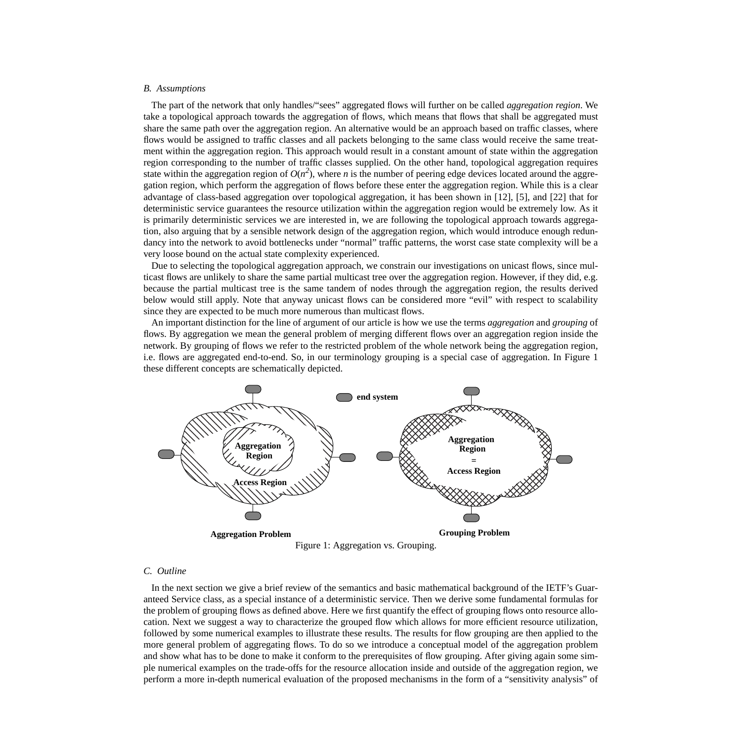### *B. Assumptions*

The part of the network that only handles/“sees” aggregated flows will further on be called *aggregation region*. We take a topological approach towards the aggregation of flows, which means that flows that shall be aggregated must share the same path over the aggregation region. An alternative would be an approach based on traffic classes, where flows would be assigned to traffic classes and all packets belonging to the same class would receive the same treatment within the aggregation region. This approach would result in a constant amount of state within the aggregation region corresponding to the number of traffic classes supplied. On the other hand, topological aggregation requires state within the aggregation region of $O(n^2)$, where $n$ is the number of peering edge devices located around the aggregation region, which perform the aggregation of flows before these enter the aggregation region. While this is a clear advantage of class-based aggregation over topological aggregation, it has been shown in [12], [5], and [22] that for deterministic service guarantees the resource utilization within the aggregation region would be extremely low. As it is primarily deterministic services we are interested in, we are following the topological approach towards aggregation, also arguing that by a sensible network design of the aggregation region, which would introduce enough redundancy into the network to avoid bottlenecks under “normal” traffic patterns, the worst case state complexity will be a very loose bound on the actual state complexity experienced.

Due to selecting the topological aggregation approach, we constrain our investigations on unicast flows, since multicast flows are unlikely to share the same partial multicast tree over the aggregation region. However, if they did, e.g. because the partial multicast tree is the same tandem of nodes through the aggregation region, the results derived below would still apply. Note that anyway unicast flows can be considered more “evil” with respect to scalability since they are expected to be much more numerous than multicast flows.

An important distinction for the line of argument of our article is how we use the terms *aggregation* and *grouping* of flows. By aggregation we mean the general problem of merging different flows over an aggregation region inside the network. By grouping of flows we refer to the restricted problem of the whole network being the aggregation region, i.e. flows are aggregated end-to-end. So, in our terminology grouping is a special case of aggregation. In Figure 1 these different concepts are schematically depicted.

end system

Aggregation Region

Access Region

Aggregation Problem

Aggregation Region = Access Region

Grouping Problem

Figure 1: Aggregation vs. Grouping.

### *C. Outline*

In the next section we give a brief review of the semantics and basic mathematical background of the IETF’s Guaranteed Service class, as a special instance of a deterministic service. Then we derive some fundamental formulas for the problem of grouping flows as defined above. Here we first quantify the effect of grouping flows onto resource allocation. Next we suggest a way to characterize the grouped flow which allows for more efficient resource utilization, followed by some numerical examples to illustrate these results. The results for flow grouping are then applied to the more general problem of aggregating flows. To do so we introduce a conceptual model of the aggregation problem and show what has to be done to make it conform to the prerequisites of flow grouping. After giving again some simple numerical examples on the trade-offs for the resource allocation inside and outside of the aggregation region, we perform a more in-depth numerical evaluation of the proposed mechanisms in the form of a “sensitivity analysis” of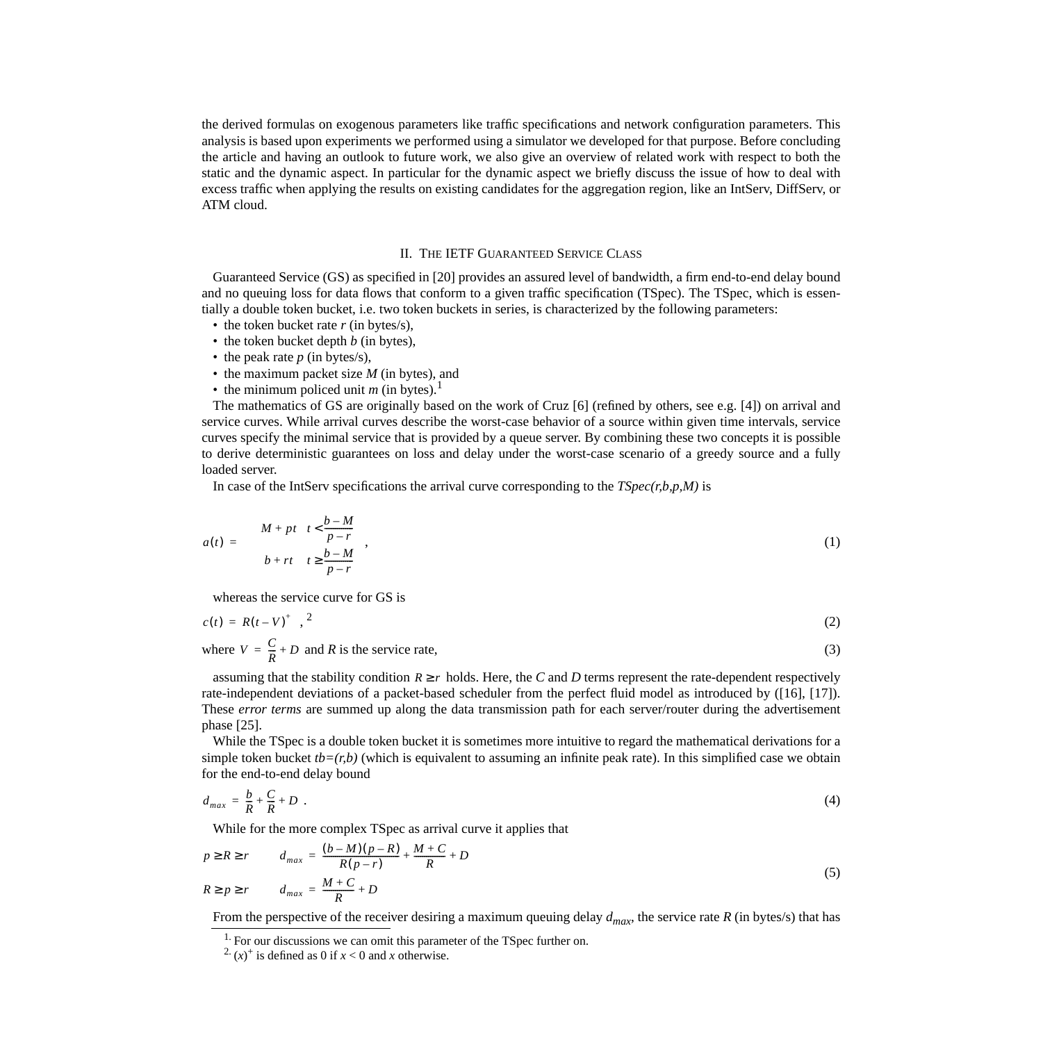the derived formulas on exogenous parameters like traffic specifications and network configuration parameters. This analysis is based upon experiments we performed using a simulator we developed for that purpose. Before concluding the article and having an outlook to future work, we also give an overview of related work with respect to both the static and the dynamic aspect. In particular for the dynamic aspect we briefly discuss the issue of how to deal with excess traffic when applying the results on existing candidates for the aggregation region, like an IntServ, DiffServ, or ATM cloud.

## II. The IETF Guaranteed Service Class

Guaranteed Service (GS) as specified in [20] provides an assured level of bandwidth, a firm end-to-end delay bound and no queuing loss for data flows that conform to a given traffic specification (TSpec). The TSpec, which is essentially a double token bucket, i.e. two token buckets in series, is characterized by the following parameters:

- the token bucket rate $r$ (in bytes/s),
- the token bucket depth $b$ (in bytes),
- the peak rate $p$ (in bytes/s),
- the maximum packet size $M$ (in bytes), and
- the minimum policed unit $m$ (in bytes).[1]

The mathematics of GS are originally based on the work of Cruz [6] (refined by others, see e.g. [4]) on arrival and service curves. While arrival curves describe the worst-case behavior of a source within given time intervals, service curves specify the minimal service that is provided by a queue server. By combining these two concepts it is possible to derive deterministic guarantees on loss and delay under the worst-case scenario of a greedy source and a fully loaded server.

In case of the IntServ specifications the arrival curve corresponding to the *TSpec(r,b,p,M)* is

$$a(t) = \begin{cases} M + pt & t < \dfrac{b-M}{p-r} \\ b + rt & t \geq \dfrac{b-M}{p-r} \end{cases}, \tag{1}$$

whereas the service curve for GS is

$$c(t) = R(t-V)^{+}, \tag{2}$$

[2]

where $V = \frac{C}{R} + D$ and $R$ is the service rate, (3)

assuming that the stability condition $R \geq r$ holds. Here, the $C$ and $D$ terms represent the rate-dependent respectively rate-independent deviations of a packet-based scheduler from the perfect fluid model as introduced by ([16], [17]). These *error terms* are summed up along the data transmission path for each server/router during the advertisement phase [25].

While the TSpec is a double token bucket it is sometimes more intuitive to regard the mathematical derivations for a simple token bucket *tb=(r,b)* (which is equivalent to assuming an infinite peak rate). In this simplified case we obtain for the end-to-end delay bound

$$d_{max} = \frac{b}{R} + \frac{C}{R} + D \ . \tag{4}$$

While for the more complex TSpec as arrival curve it applies that

$$\begin{aligned} p \geq R \geq r \qquad & d_{max} = \frac{(b-M)(p-R)}{R(p-r)} + \frac{M+C}{R} + D \\ R \geq p \geq r \qquad & d_{max} = \frac{M+C}{R} + D \end{aligned} \tag{5}$$

From the perspective of the receiver desiring a maximum queuing delay $d_{max}$, the service rate $R$ (in bytes/s) that has

---

1. For our discussions we can omit this parameter of the TSpec further on.

2. $(x)^{+}$ is defined as 0 if $x < 0$ and $x$ otherwise.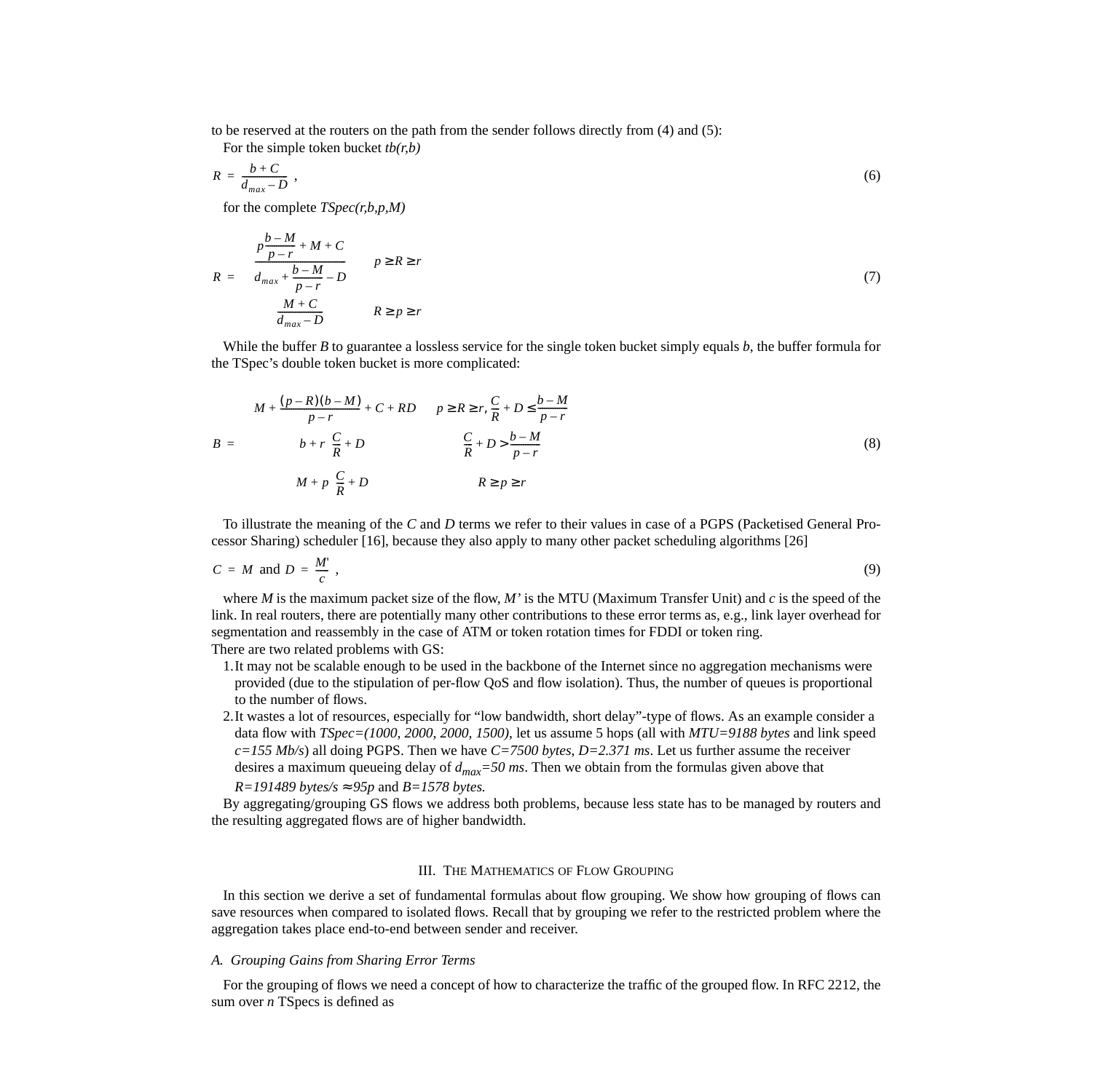to be reserved at the routers on the path from the sender follows directly from (4) and (5):

For the simple token bucket *tb(r,b)*

$$R = \frac{b + C}{d_{max} - D}\ , \tag{6}$$

for the complete *TSpec(r,b,p,M)*

$$R = \begin{cases} \dfrac{p\dfrac{b - M}{p - r} + M + C}{d_{max} + \dfrac{b - M}{p - r} - D} & p \geq R \geq r \\[2ex] \dfrac{M + C}{d_{max} - D} & R \geq p \geq r \end{cases} \tag{7}$$

While the buffer $B$ to guarantee a lossless service for the single token bucket simply equals $b$, the buffer formula for the TSpec's double token bucket is more complicated:

$$B = \begin{cases} M + \dfrac{(p - R)(b - M)}{p - r} + C + RD & p \geq R \geq r,\ \dfrac{C}{R} + D \leq \dfrac{b - M}{p - r} \\[2ex] b + r\left(\dfrac{C}{R} + D\right) & \dfrac{C}{R} + D > \dfrac{b - M}{p - r} \\[2ex] M + p\left(\dfrac{C}{R} + D\right) & R \geq p \geq r \end{cases} \tag{8}$$

To illustrate the meaning of the $C$ and $D$ terms we refer to their values in case of a PGPS (Packetised General Processor Sharing) scheduler [16], because they also apply to many other packet scheduling algorithms [26]

$$C = M \text{ and } D = \frac{M'}{c}\ , \tag{9}$$

where $M$ is the maximum packet size of the flow, $M'$ is the MTU (Maximum Transfer Unit) and $c$ is the speed of the link. In real routers, there are potentially many other contributions to these error terms as, e.g., link layer overhead for segmentation and reassembly in the case of ATM or token rotation times for FDDI or token ring.

There are two related problems with GS:

1. It may not be scalable enough to be used in the backbone of the Internet since no aggregation mechanisms were provided (due to the stipulation of per-flow QoS and flow isolation). Thus, the number of queues is proportional to the number of flows.
2. It wastes a lot of resources, especially for "low bandwidth, short delay"-type of flows. As an example consider a data flow with *TSpec=(1000, 2000, 2000, 1500)*, let us assume 5 hops (all with *MTU=9188 bytes* and link speed *c=155 Mb/s*) all doing PGPS. Then we have *C=7500 bytes*, *D=2.371 ms*. Let us further assume the receiver desires a maximum queueing delay of $d_{max}$*=50 ms*. Then we obtain from the formulas given above that *R=191489 bytes/s* $\approx$ *95p* and *B=1578 bytes.*

By aggregating/grouping GS flows we address both problems, because less state has to be managed by routers and the resulting aggregated flows are of higher bandwidth.

## III. The Mathematics of Flow Grouping

In this section we derive a set of fundamental formulas about flow grouping. We show how grouping of flows can save resources when compared to isolated flows. Recall that by grouping we refer to the restricted problem where the aggregation takes place end-to-end between sender and receiver.

### A. Grouping Gains from Sharing Error Terms

For the grouping of flows we need a concept of how to characterize the traffic of the grouped flow. In RFC 2212, the sum over $n$ TSpecs is defined as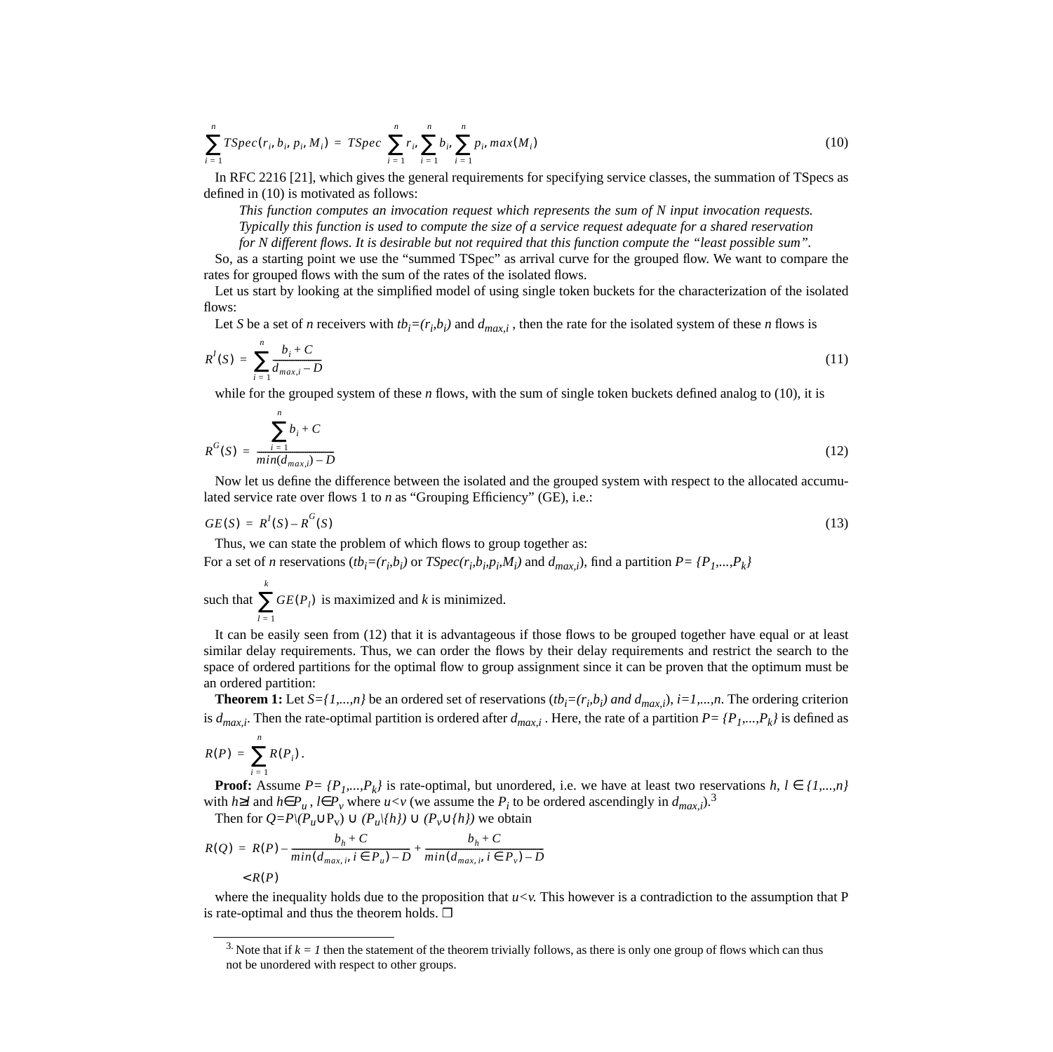$$\sum_{i=1}^{n} TSpec(r_i, b_i, p_i, M_i) = TSpec\left(\sum_{i=1}^{n} r_i, \sum_{i=1}^{n} b_i, \sum_{i=1}^{n} p_i, max(M_i)\right) \tag{10}$$

In RFC 2216 [21], which gives the general requirements for specifying service classes, the summation of TSpecs as defined in (10) is motivated as follows:

> *This function computes an invocation request which represents the sum of N input invocation requests. Typically this function is used to compute the size of a service request adequate for a shared reservation for N different flows. It is desirable but not required that this function compute the "least possible sum".*

So, as a starting point we use the "summed TSpec" as arrival curve for the grouped flow. We want to compare the rates for grouped flows with the sum of the rates of the isolated flows.

Let us start by looking at the simplified model of using single token buckets for the characterization of the isolated flows:

Let $S$ be a set of $n$ receivers with $tb_i=(r_i,b_i)$ and $d_{max,i}$ , then the rate for the isolated system of these $n$ flows is

$$R^I(S) = \sum_{i=1}^{n} \frac{b_i + C}{d_{max,i} - D} \tag{11}$$

while for the grouped system of these $n$ flows, with the sum of single token buckets defined analog to (10), it is

$$R^G(S) = \frac{\sum_{i=1}^{n} b_i + C}{min(d_{max,i}) - D} \tag{12}$$

Now let us define the difference between the isolated and the grouped system with respect to the allocated accumulated service rate over flows 1 to $n$ as "Grouping Efficiency" (GE), i.e.:

$$GE(S) = R^I(S) - R^G(S) \tag{13}$$

Thus, we can state the problem of which flows to group together as:

For a set of $n$ reservations ($tb_i=(r_i,b_i)$ or $TSpec(r_i,b_i,p_i,M_i)$ and $d_{max,i}$), find a partition $P= \{P_1,...,P_k\}$ such that $\sum_{l=1}^{k} GE(P_l)$ is maximized and $k$ is minimized.

It can be easily seen from (12) that it is advantageous if those flows to be grouped together have equal or at least similar delay requirements. Thus, we can order the flows by their delay requirements and restrict the search to the space of ordered partitions for the optimal flow to group assignment since it can be proven that the optimum must be an ordered partition:

**Theorem 1:** Let $S=\{1,...,n\}$ be an ordered set of reservations ($tb_i=(r_i,b_i)$ *and* $d_{max,i}$), $i=1,...,n$. The ordering criterion is $d_{max,i}$. Then the rate-optimal partition is ordered after $d_{max,i}$ . Here, the rate of a partition $P= \{P_1,...,P_k\}$ is defined as

$$R(P) = \sum_{i=1}^{n} R(P_i).$$

**Proof:** Assume $P= \{P_1,...,P_k\}$ is rate-optimal, but unordered, i.e. we have at least two reservations $h, l \in \{1,...,n\}$ with $h \geq l$ and $h \in P_u$ , $l \in P_v$ where $u<v$ (we assume the $P_i$ to be ordered ascendingly in $d_{max,i}$).[3]

Then for $Q=P\backslash(P_u \cup P_v) \cup (P_u\backslash\{h\}) \cup (P_v \cup \{h\})$ we obtain

$$R(Q) = R(P) - \frac{b_h + C}{min(d_{max,i}, i \in P_u) - D} + \frac{b_h + C}{min(d_{max,i}, i \in P_v) - D}$$
$$< R(P)$$

where the inequality holds due to the proposition that $u<v$. This however is a contradiction to the assumption that P is rate-optimal and thus the theorem holds. ❐

---

3. Note that if $k = 1$ then the statement of the theorem trivially follows, as there is only one group of flows which can thus not be unordered with respect to other groups.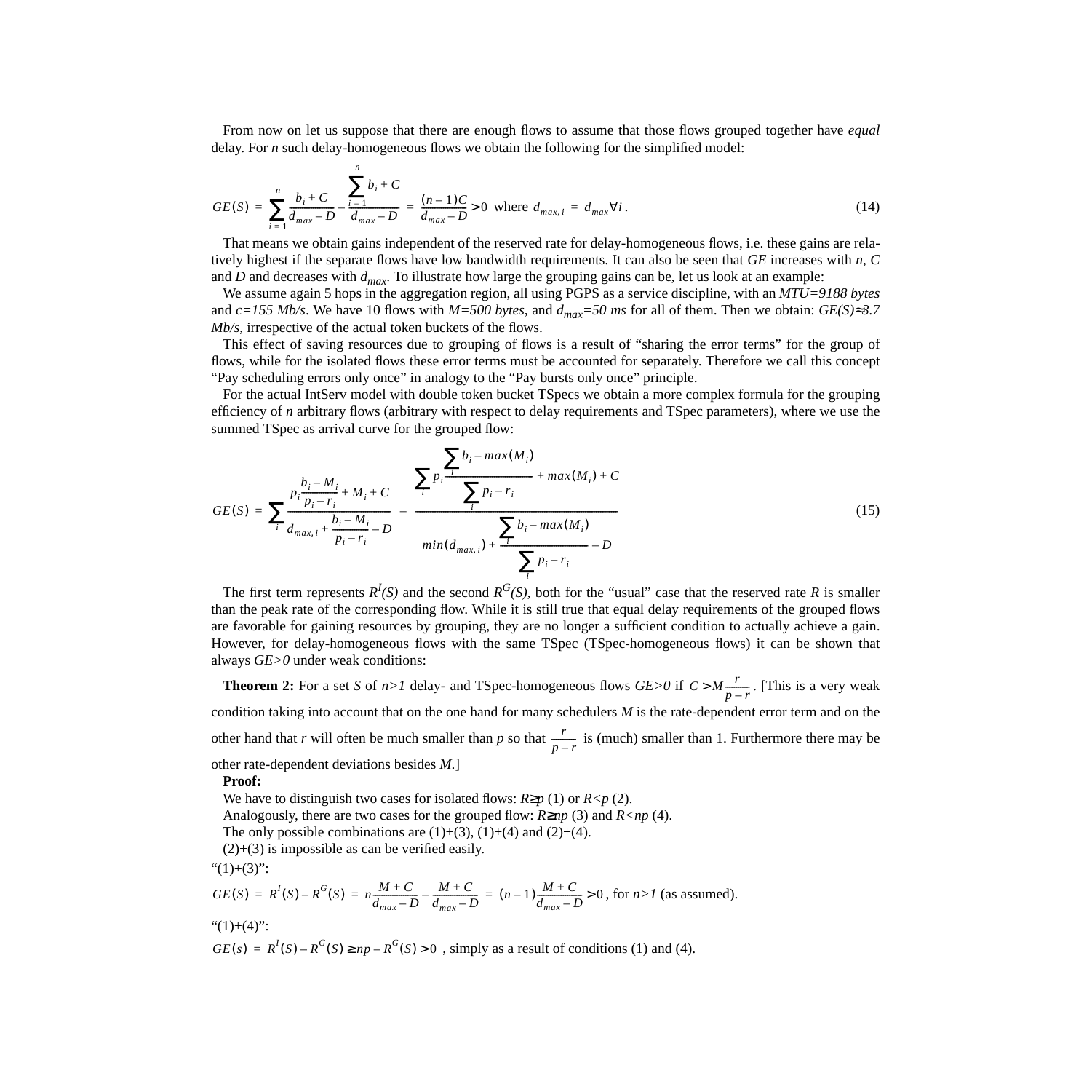From now on let us suppose that there are enough flows to assume that those flows grouped together have *equal* delay. For $n$ such delay-homogeneous flows we obtain the following for the simplified model:

$$GE(S) = \sum_{i=1}^{n} \frac{b_i + C}{d_{max} - D} - \frac{\sum_{i=1}^{n} b_i + C}{d_{max} - D} = \frac{(n-1)C}{d_{max} - D} > 0 \text{ where } d_{max,i} = d_{max} \forall i . \tag{14}$$

That means we obtain gains independent of the reserved rate for delay-homogeneous flows, i.e. these gains are relatively highest if the separate flows have low bandwidth requirements. It can also be seen that $GE$ increases with $n$, $C$ and $D$ and decreases with $d_{max}$. To illustrate how large the grouping gains can be, let us look at an example:

We assume again 5 hops in the aggregation region, all using PGPS as a service discipline, with an $MTU=9188$ *bytes* and $c=155$ *Mb/s*. We have 10 flows with $M=500$ *bytes*, and $d_{max}=50$ *ms* for all of them. Then we obtain: $GE(S) \approx 3.7$ *Mb/s*, irrespective of the actual token buckets of the flows.

This effect of saving resources due to grouping of flows is a result of "sharing the error terms" for the group of flows, while for the isolated flows these error terms must be accounted for separately. Therefore we call this concept "Pay scheduling errors only once" in analogy to the "Pay bursts only once" principle.

For the actual IntServ model with double token bucket TSpecs we obtain a more complex formula for the grouping efficiency of $n$ arbitrary flows (arbitrary with respect to delay requirements and TSpec parameters), where we use the summed TSpec as arrival curve for the grouped flow:

$$GE(S) = \sum_i \frac{p_i \frac{b_i - M_i}{p_i - r_i} + M_i + C}{d_{max,i} + \frac{b_i - M_i}{p_i - r_i} - D} - \frac{\sum_i p_i \frac{\sum_i b_i - max(M_i)}{\sum_i p_i - r_i} + max(M_i) + C}{min(d_{max,i}) + \frac{\sum_i b_i - max(M_i)}{\sum_i p_i - r_i} - D} \tag{15}$$

The first term represents $R^I(S)$ and the second $R^G(S)$, both for the "usual" case that the reserved rate $R$ is smaller than the peak rate of the corresponding flow. While it is still true that equal delay requirements of the grouped flows are favorable for gaining resources by grouping, they are no longer a sufficient condition to actually achieve a gain. However, for delay-homogeneous flows with the same TSpec (TSpec-homogeneous flows) it can be shown that always $GE>0$ under weak conditions:

**Theorem 2:** For a set $S$ of $n>1$ delay- and TSpec-homogeneous flows $GE>0$ if $C > M\frac{r}{p-r}$. [This is a very weak condition taking into account that on the one hand for many schedulers $M$ is the rate-dependent error term and on the other hand that $r$ will often be much smaller than $p$ so that $\frac{r}{p-r}$ is (much) smaller than 1. Furthermore there may be other rate-dependent deviations besides $M$.]

**Proof:**

We have to distinguish two cases for isolated flows: $R \geq p$ (1) or $R<p$ (2).

Analogously, there are two cases for the grouped flow: $R \geq np$ (3) and $R<np$ (4).

The only possible combinations are (1)+(3), (1)+(4) and (2)+(4).

(2)+(3) is impossible as can be verified easily.

"(1)+(3)":

$GE(S) = R^I(S) - R^G(S) = n\frac{M+C}{d_{max}-D} - \frac{M+C}{d_{max}-D} = (n-1)\frac{M+C}{d_{max}-D} > 0$, for $n>1$ (as assumed).

"(1)+(4)":

$GE(s) = R^I(S) - R^G(S) \geq np - R^G(S) > 0$ , simply as a result of conditions (1) and (4).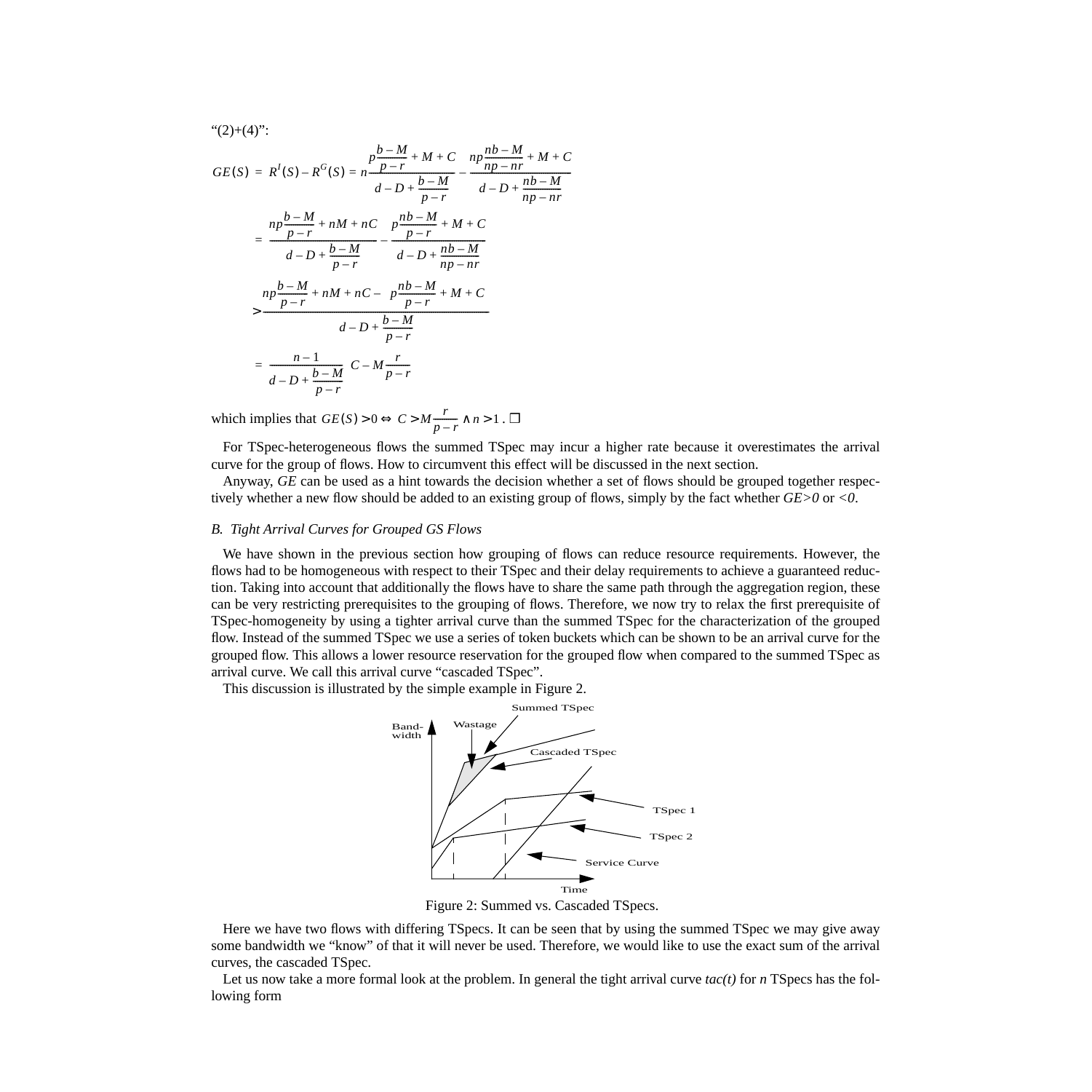"(2)+(4)":

$$GE(S) = R^I(S) - R^G(S) = n\frac{p\frac{b-M}{p-r} + M + C}{d - D + \frac{b-M}{p-r}} - \frac{np\frac{nb-M}{np-nr} + M + C}{d - D + \frac{nb-M}{np-nr}}$$

$$= \frac{np\frac{b-M}{p-r} + nM + nC}{d - D + \frac{b-M}{p-r}} - \frac{p\frac{nb-M}{p-r} + M + C}{d - D + \frac{nb-M}{np-nr}}$$

$$> \frac{np\frac{b-M}{p-r} + nM + nC - \left(p\frac{nb-M}{p-r} + M + C\right)}{d - D + \frac{b-M}{p-r}}$$

$$= \frac{n-1}{d - D + \frac{b-M}{p-r}}\left(C - M\frac{r}{p-r}\right)$$

which implies that $GE(S) > 0 \Leftrightarrow C > M\frac{r}{p-r} \wedge n > 1$. ❐

For TSpec-heterogeneous flows the summed TSpec may incur a higher rate because it overestimates the arrival curve for the group of flows. How to circumvent this effect will be discussed in the next section.

Anyway, *GE* can be used as a hint towards the decision whether a set of flows should be grouped together respectively whether a new flow should be added to an existing group of flows, simply by the fact whether *GE>0* or *<0*.

### *B. Tight Arrival Curves for Grouped GS Flows*

We have shown in the previous section how grouping of flows can reduce resource requirements. However, the flows had to be homogeneous with respect to their TSpec and their delay requirements to achieve a guaranteed reduction. Taking into account that additionally the flows have to share the same path through the aggregation region, these can be very restricting prerequisites to the grouping of flows. Therefore, we now try to relax the first prerequisite of TSpec-homogeneity by using a tighter arrival curve than the summed TSpec for the characterization of the grouped flow. Instead of the summed TSpec we use a series of token buckets which can be shown to be an arrival curve for the grouped flow. This allows a lower resource reservation for the grouped flow when compared to the summed TSpec as arrival curve. We call this arrival curve "cascaded TSpec".

This discussion is illustrated by the simple example in Figure 2.

Figure 2: Summed vs. Cascaded TSpecs.

Here we have two flows with differing TSpecs. It can be seen that by using the summed TSpec we may give away some bandwidth we "know" of that it will never be used. Therefore, we would like to use the exact sum of the arrival curves, the cascaded TSpec.

Let us now take a more formal look at the problem. In general the tight arrival curve *tac(t)* for *n* TSpecs has the following form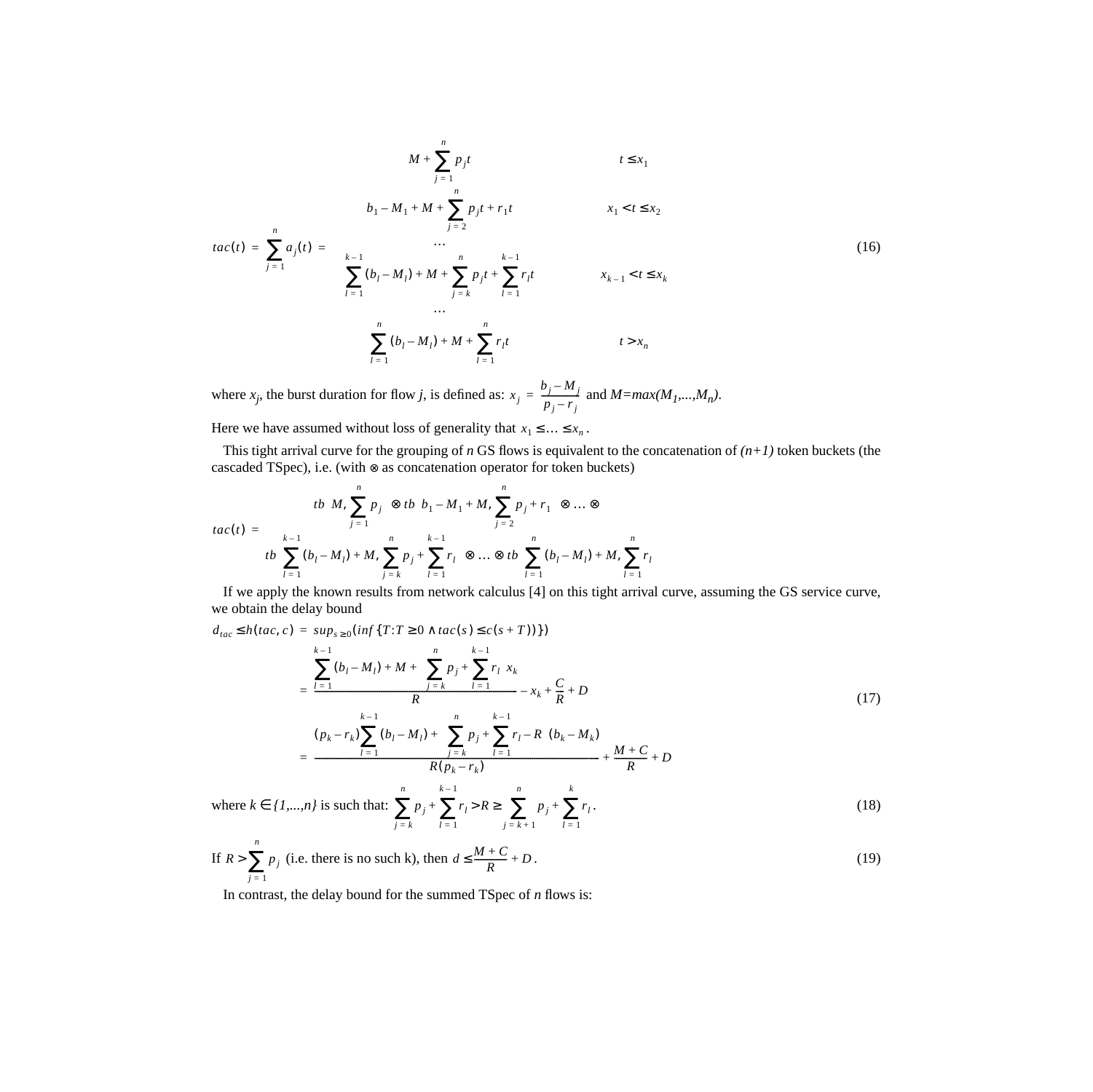$$tac(t) = \sum_{j=1}^{n} a_j(t) = \begin{cases} M + \sum_{j=1}^{n} p_j t & t \le x_1 \\ b_1 - M_1 + M + \sum_{j=2}^{n} p_j t + r_1 t & x_1 < t \le x_2 \\ \dots & \\ \sum_{l=1}^{k-1} (b_l - M_l) + M + \sum_{j=k}^{n} p_j t + \sum_{l=1}^{k-1} r_l t & x_{k-1} < t \le x_k \\ \dots & \\ \sum_{l=1}^{n} (b_l - M_l) + M + \sum_{l=1}^{n} r_l t & t > x_n \end{cases} \tag{16}$$

where $x_j$, the burst duration for flow $j$, is defined as: $x_j = \frac{b_j - M_j}{p_j - r_j}$ and $M = max(M_1, ..., M_n)$.

Here we have assumed without loss of generality that $x_1 \le \ldots \le x_n$.

This tight arrival curve for the grouping of $n$ GS flows is equivalent to the concatenation of $(n+1)$ token buckets (the cascaded TSpec), i.e. (with $\otimes$ as concatenation operator for token buckets)

$$tac(t) = \begin{array}{c} tb\left(M, \sum_{j=1}^{n} p_j\right) \otimes tb\left(b_1 - M_1 + M, \sum_{j=2}^{n} p_j + r_1\right) \otimes \ldots \otimes \\ tb\left(\sum_{l=1}^{k-1} (b_l - M_l) + M, \sum_{j=k}^{n} p_j + \sum_{l=1}^{k-1} r_l\right) \otimes \ldots \otimes tb\left(\sum_{l=1}^{n} (b_l - M_l) + M, \sum_{l=1}^{n} r_l\right) \end{array}$$

If we apply the known results from network calculus [4] on this tight arrival curve, assuming the GS service curve, we obtain the delay bound

$$\begin{aligned} d_{tac} \le h(tac, c) &= sup_{s \ge 0}(inf\{T : T \ge 0 \wedge tac(s) \le c(s+T)\}) \\ &= \frac{\sum_{l=1}^{k-1} (b_l - M_l) + M + \left(\sum_{j=k}^{n} p_j + \sum_{l=1}^{k-1} r_l\right) x_k}{R} - x_k + \frac{C}{R} + D \\ &= \frac{(p_k - r_k)\sum_{l=1}^{k-1} (b_l - M_l) + \left(\sum_{j=k}^{n} p_j + \sum_{l=1}^{k-1} r_l - R\right)(b_k - M_k)}{R(p_k - r_k)} + \frac{M + C}{R} + D \end{aligned} \tag{17}$$

where $k \in \{1,...,n\}$ is such that: $\sum_{j=k}^{n} p_j + \sum_{l=1}^{k-1} r_l > R \ge \sum_{j=k+1}^{n} p_j + \sum_{l=1}^{k} r_l$. (18)

If $R > \sum_{j=1}^{n} p_j$ (i.e. there is no such k), then $d \le \frac{M + C}{R} + D$. (19)

In contrast, the delay bound for the summed TSpec of $n$ flows is: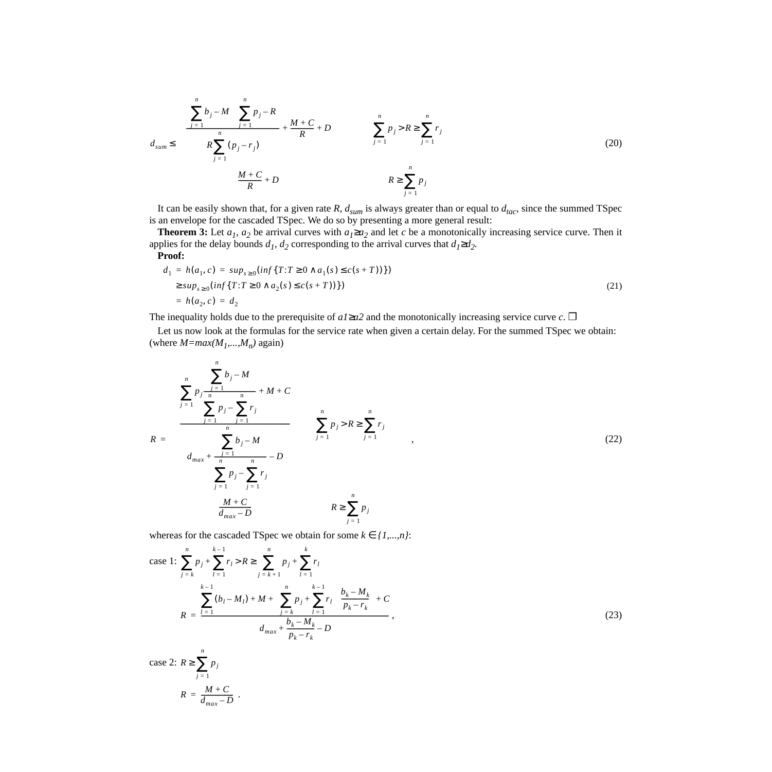$$d_{sum} \le \begin{cases} \dfrac{\sum_{j=1}^{n} b_j - M}{R\sum_{j=1}^{n}(p_j - r_j)} \left(\sum_{j=1}^{n} p_j - R\right) + \dfrac{M+C}{R} + D & \sum_{j=1}^{n} p_j > R \ge \sum_{j=1}^{n} r_j \\ \dfrac{M+C}{R} + D & R \ge \sum_{j=1}^{n} p_j \end{cases} \tag{20}$$

It can be easily shown that, for a given rate $R$, $d_{sum}$ is always greater than or equal to $d_{tac}$, since the summed TSpec is an envelope for the cascaded TSpec. We do so by presenting a more general result:

**Theorem 3:** Let $a_1$, $a_2$ be arrival curves with $a_1 \ge a_2$ and let $c$ be a monotonically increasing service curve. Then it applies for the delay bounds $d_1$, $d_2$ corresponding to the arrival curves that $d_1 \ge d_2$.

**Proof:**

$$\begin{aligned} d_1 &= h(a_1, c) = sup_{s \ge 0}(inf\{T : T \ge 0 \wedge a_1(s) \le c(s+T)\}) \\ &\ge sup_{s \ge 0}(inf\{T : T \ge 0 \wedge a_2(s) \le c(s+T)\}) \\ &= h(a_2, c) = d_2 \end{aligned} \tag{21}$$

The inequality holds due to the prerequisite of $a1 \ge a2$ and the monotonically increasing service curve $c$. ❐

Let us now look at the formulas for the service rate when given a certain delay. For the summed TSpec we obtain: (where $M=max(M_1,...,M_n)$ again)

$$R = \begin{cases} \dfrac{\sum_{j=1}^{n} p_j \dfrac{\sum_{j=1}^{n} b_j - M}{\sum_{j=1}^{n} p_j - \sum_{j=1}^{n} r_j} + M + C}{d_{max} + \dfrac{\sum_{j=1}^{n} b_j - M}{\sum_{j=1}^{n} p_j - \sum_{j=1}^{n} r_j} - D} & \sum_{j=1}^{n} p_j > R \ge \sum_{j=1}^{n} r_j \\ \dfrac{M+C}{d_{max} - D} & R \ge \sum_{j=1}^{n} p_j \end{cases}, \tag{22}$$

whereas for the cascaded TSpec we obtain for some $k \in \{1,...,n\}$:

case 1: $\sum_{j=k}^{n} p_j + \sum_{l=1}^{k-1} r_l > R \ge \sum_{j=k+1}^{n} p_j + \sum_{l=1}^{k} r_l$

$$R = \frac{\sum_{l=1}^{k-1}(b_l - M_l) + M + \left(\sum_{j=k}^{n} p_j + \sum_{l=1}^{k-1} r_l\right)\left(\dfrac{b_k - M_k}{p_k - r_k}\right) + C}{d_{max} + \dfrac{b_k - M_k}{p_k - r_k} - D}, \tag{23}$$

case 2: $R \ge \sum_{j=1}^{n} p_j$

$$R = \frac{M+C}{d_{max} - D}.$$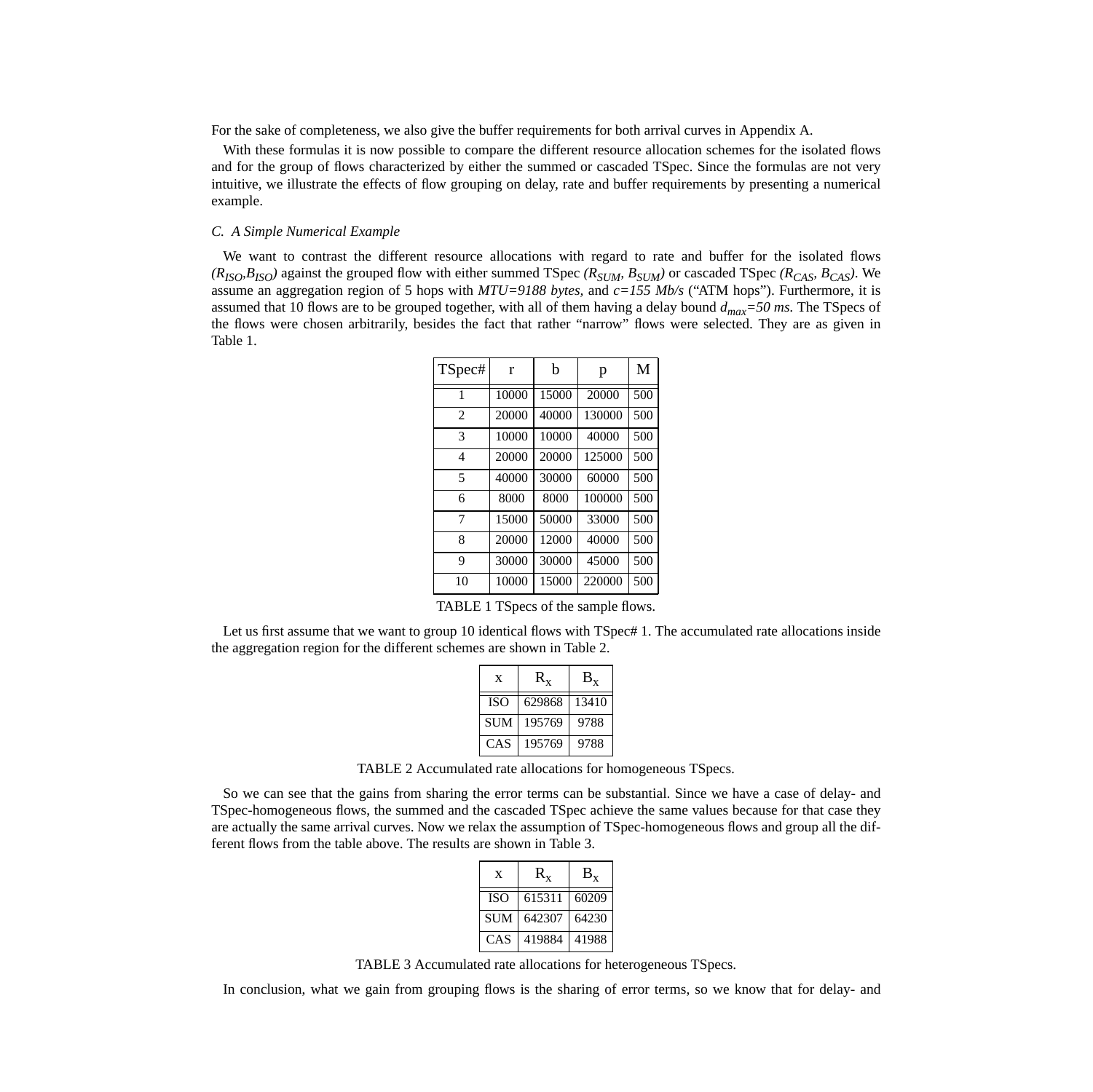For the sake of completeness, we also give the buffer requirements for both arrival curves in Appendix A.

With these formulas it is now possible to compare the different resource allocation schemes for the isolated flows and for the group of flows characterized by either the summed or cascaded TSpec. Since the formulas are not very intuitive, we illustrate the effects of flow grouping on delay, rate and buffer requirements by presenting a numerical example.

### *C. A Simple Numerical Example*

We want to contrast the different resource allocations with regard to rate and buffer for the isolated flows *($R_{ISO}$,$B_{ISO}$)* against the grouped flow with either summed TSpec *($R_{SUM}$, $B_{SUM}$)* or cascaded TSpec *($R_{CAS}$, $B_{CAS}$)*. We assume an aggregation region of 5 hops with *MTU=9188 bytes*, and *c=155 Mb/s* ("ATM hops"). Furthermore, it is assumed that 10 flows are to be grouped together, with all of them having a delay bound $d_{max}$*=50 ms*. The TSpecs of the flows were chosen arbitrarily, besides the fact that rather "narrow" flows were selected. They are as given in Table 1.

| TSpec# | r | b | p | M |
|---|---|---|---|---|
| 1 | 10000 | 15000 | 20000 | 500 |
| 2 | 20000 | 40000 | 130000 | 500 |
| 3 | 10000 | 10000 | 40000 | 500 |
| 4 | 20000 | 20000 | 125000 | 500 |
| 5 | 40000 | 30000 | 60000 | 500 |
| 6 | 8000 | 8000 | 100000 | 500 |
| 7 | 15000 | 50000 | 33000 | 500 |
| 8 | 20000 | 12000 | 40000 | 500 |
| 9 | 30000 | 30000 | 45000 | 500 |
| 10 | 10000 | 15000 | 220000 | 500 |

TABLE 1 TSpecs of the sample flows.

Let us first assume that we want to group 10 identical flows with TSpec# 1. The accumulated rate allocations inside the aggregation region for the different schemes are shown in Table 2.

| x | $R_x$ | $B_x$ |
|---|---|---|
| ISO | 629868 | 13410 |
| SUM | 195769 | 9788 |
| CAS | 195769 | 9788 |

TABLE 2 Accumulated rate allocations for homogeneous TSpecs.

So we can see that the gains from sharing the error terms can be substantial. Since we have a case of delay- and TSpec-homogeneous flows, the summed and the cascaded TSpec achieve the same values because for that case they are actually the same arrival curves. Now we relax the assumption of TSpec-homogeneous flows and group all the different flows from the table above. The results are shown in Table 3.

| x | $R_x$ | $B_x$ |
|---|---|---|
| ISO | 615311 | 60209 |
| SUM | 642307 | 64230 |
| CAS | 419884 | 41988 |

TABLE 3 Accumulated rate allocations for heterogeneous TSpecs.

In conclusion, what we gain from grouping flows is the sharing of error terms, so we know that for delay- and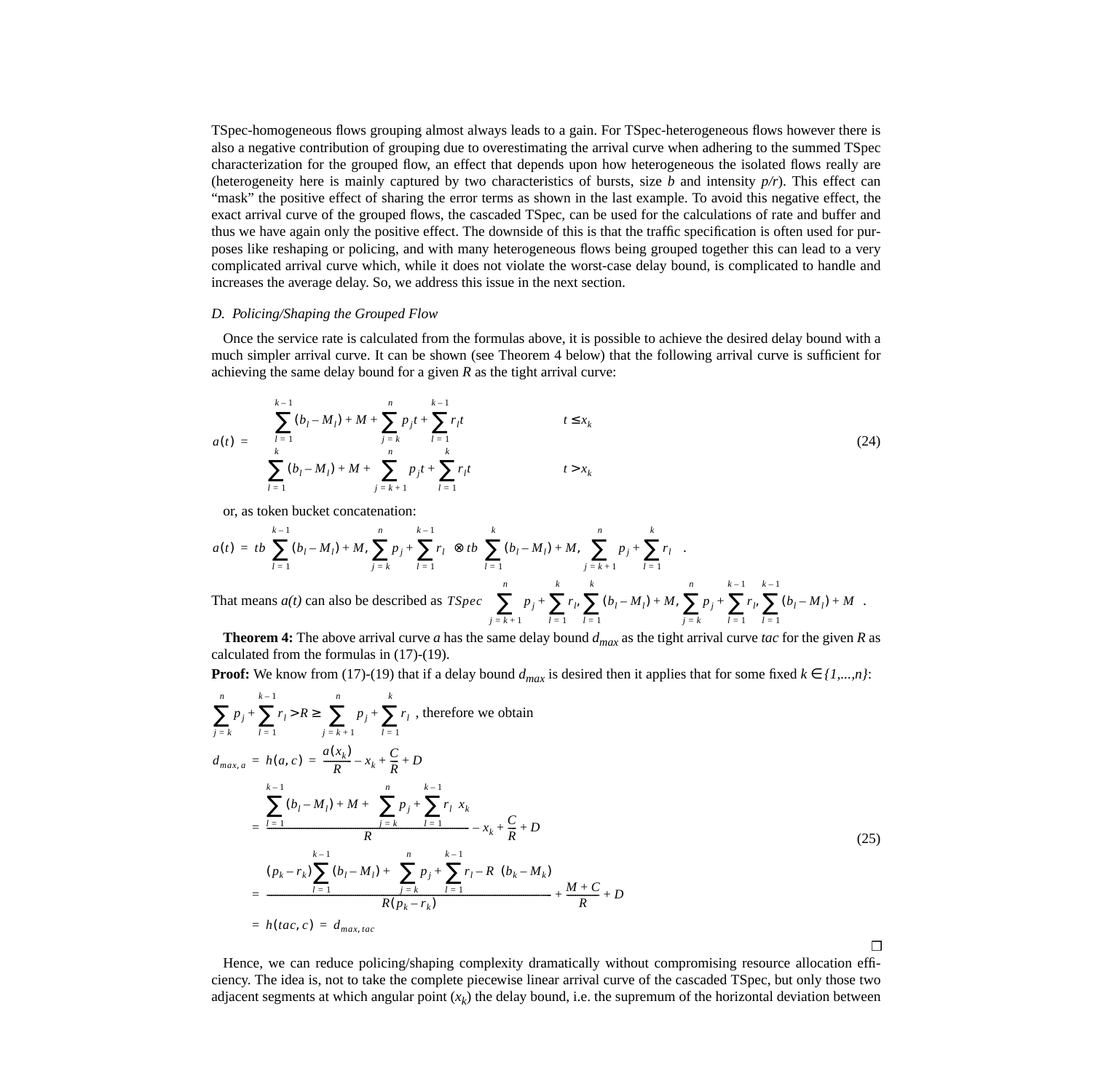TSpec-homogeneous flows grouping almost always leads to a gain. For TSpec-heterogeneous flows however there is also a negative contribution of grouping due to overestimating the arrival curve when adhering to the summed TSpec characterization for the grouped flow, an effect that depends upon how heterogeneous the isolated flows really are (heterogeneity here is mainly captured by two characteristics of bursts, size $b$ and intensity $p/r$). This effect can "mask" the positive effect of sharing the error terms as shown in the last example. To avoid this negative effect, the exact arrival curve of the grouped flows, the cascaded TSpec, can be used for the calculations of rate and buffer and thus we have again only the positive effect. The downside of this is that the traffic specification is often used for purposes like reshaping or policing, and with many heterogeneous flows being grouped together this can lead to a very complicated arrival curve which, while it does not violate the worst-case delay bound, is complicated to handle and increases the average delay. So, we address this issue in the next section.

### *D. Policing/Shaping the Grouped Flow*

Once the service rate is calculated from the formulas above, it is possible to achieve the desired delay bound with a much simpler arrival curve. It can be shown (see Theorem 4 below) that the following arrival curve is sufficient for achieving the same delay bound for a given $R$ as the tight arrival curve:

$$a(t) = \begin{cases} \sum_{l=1}^{k-1}(b_l - M_l) + M + \sum_{j=k}^{n} p_j t + \sum_{l=1}^{k-1} r_l t & t \le x_k \\ \sum_{l=1}^{k}(b_l - M_l) + M + \sum_{j=k+1}^{n} p_j t + \sum_{l=1}^{k} r_l t & t > x_k \end{cases} \tag{24}$$

or, as token bucket concatenation:

$$a(t) = tb\left(\sum_{l=1}^{k-1}(b_l - M_l) + M, \sum_{j=k}^{n} p_j + \sum_{l=1}^{k-1} r_l\right) \otimes tb\left(\sum_{l=1}^{k}(b_l - M_l) + M, \sum_{j=k+1}^{n} p_j + \sum_{l=1}^{k} r_l\right).$$

That means $a(t)$ can also be described as $TSpec\left(\sum_{j=k+1}^{n} p_j + \sum_{l=1}^{k} r_l, \sum_{l=1}^{k}(b_l - M_l) + M, \sum_{j=k}^{n} p_j + \sum_{l=1}^{k-1} r_l, \sum_{l=1}^{k-1}(b_l - M_l) + M\right)$.

**Theorem 4:** The above arrival curve $a$ has the same delay bound $d_{max}$ as the tight arrival curve $tac$ for the given $R$ as calculated from the formulas in (17)-(19).

**Proof:** We know from (17)-(19) that if a delay bound $d_{max}$ is desired then it applies that for some fixed $k \in \{1,...,n\}$:

$\sum_{j=k}^{n} p_j + \sum_{l=1}^{k-1} r_l > R \ge \sum_{j=k+1}^{n} p_j + \sum_{l=1}^{k} r_l$ , therefore we obtain

$$\begin{aligned} d_{max,a} &= h(a,c) = \frac{a(x_k)}{R} - x_k + \frac{C}{R} + D \\ &= \frac{\sum_{l=1}^{k-1}(b_l - M_l) + M + \left(\sum_{j=k}^{n} p_j + \sum_{l=1}^{k-1} r_l\right) x_k}{R} - x_k + \frac{C}{R} + D \\ &= \frac{(p_k - r_k)\sum_{l=1}^{k-1}(b_l - M_l) + \left(\sum_{j=k}^{n} p_j + \sum_{l=1}^{k-1} r_l - R\right)(b_k - M_k)}{R(p_k - r_k)} + \frac{M + C}{R} + D \\ &= h(tac, c) = d_{max,tac} \end{aligned} \tag{25}$$

❒

Hence, we can reduce policing/shaping complexity dramatically without compromising resource allocation efficiency. The idea is, not to take the complete piecewise linear arrival curve of the cascaded TSpec, but only those two adjacent segments at which angular point ($x_k$) the delay bound, i.e. the supremum of the horizontal deviation between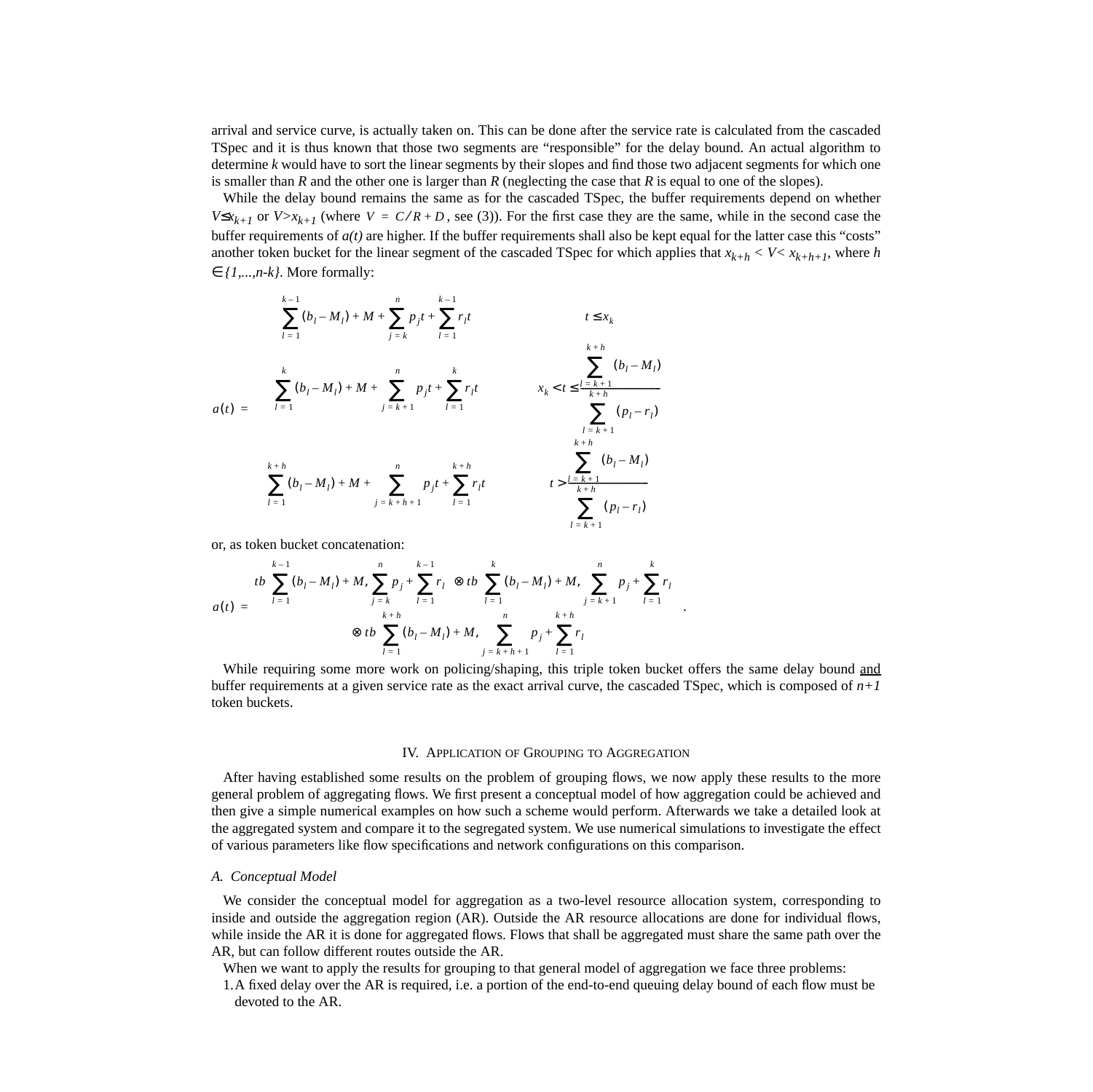arrival and service curve, is actually taken on. This can be done after the service rate is calculated from the cascaded TSpec and it is thus known that those two segments are "responsible" for the delay bound. An actual algorithm to determine $k$ would have to sort the linear segments by their slopes and find those two adjacent segments for which one is smaller than $R$ and the other one is larger than $R$ (neglecting the case that $R$ is equal to one of the slopes).

While the delay bound remains the same as for the cascaded TSpec, the buffer requirements depend on whether $V \leq x_{k+1}$ or $V > x_{k+1}$ (where $V = C/R + D$, see (3)). For the first case they are the same, while in the second case the buffer requirements of $a(t)$ are higher. If the buffer requirements shall also be kept equal for the latter case this "costs" another token bucket for the linear segment of the cascaded TSpec for which applies that $x_{k+h} < V < x_{k+h+1}$, where $h \in \{1,...,n-k\}$. More formally:

$$a(t) = \begin{cases} \sum_{l=1}^{k-1}(b_l - M_l) + M + \sum_{j=k}^{n} p_j t + \sum_{l=1}^{k-1} r_l t & t \leq x_k \\ \sum_{l=1}^{k}(b_l - M_l) + M + \sum_{j=k+1}^{n} p_j t + \sum_{l=1}^{k} r_l t & x_k < t \leq \dfrac{\sum_{l=k+1}^{k+h}(b_l - M_l)}{\sum_{l=k+1}^{k+h}(p_l - r_l)} \\ \sum_{l=1}^{k+h}(b_l - M_l) + M + \sum_{j=k+h+1}^{n} p_j t + \sum_{l=1}^{k+h} r_l t & t > \dfrac{\sum_{l=k+1}^{k+h}(b_l - M_l)}{\sum_{l=k+1}^{k+h}(p_l - r_l)} \end{cases}$$

or, as token bucket concatenation:

$$a(t) = tb\left(\sum_{l=1}^{k-1}(b_l - M_l) + M, \sum_{j=k}^{n} p_j + \sum_{l=1}^{k-1} r_l\right) \otimes tb\left(\sum_{l=1}^{k}(b_l - M_l) + M, \sum_{j=k+1}^{n} p_j + \sum_{l=1}^{k} r_l\right) \otimes tb\left(\sum_{l=1}^{k+h}(b_l - M_l) + M, \sum_{j=k+h+1}^{n} p_j + \sum_{l=1}^{k+h} r_l\right).$$

While requiring some more work on policing/shaping, this triple token bucket offers the same delay bound and buffer requirements at a given service rate as the exact arrival curve, the cascaded TSpec, which is composed of $n+1$ token buckets.

## IV. Application of Grouping to Aggregation

After having established some results on the problem of grouping flows, we now apply these results to the more general problem of aggregating flows. We first present a conceptual model of how aggregation could be achieved and then give a simple numerical examples on how such a scheme would perform. Afterwards we take a detailed look at the aggregated system and compare it to the segregated system. We use numerical simulations to investigate the effect of various parameters like flow specifications and network configurations on this comparison.

### A. Conceptual Model

We consider the conceptual model for aggregation as a two-level resource allocation system, corresponding to inside and outside the aggregation region (AR). Outside the AR resource allocations are done for individual flows, while inside the AR it is done for aggregated flows. Flows that shall be aggregated must share the same path over the AR, but can follow different routes outside the AR.

When we want to apply the results for grouping to that general model of aggregation we face three problems:

1. A fixed delay over the AR is required, i.e. a portion of the end-to-end queuing delay bound of each flow must be devoted to the AR.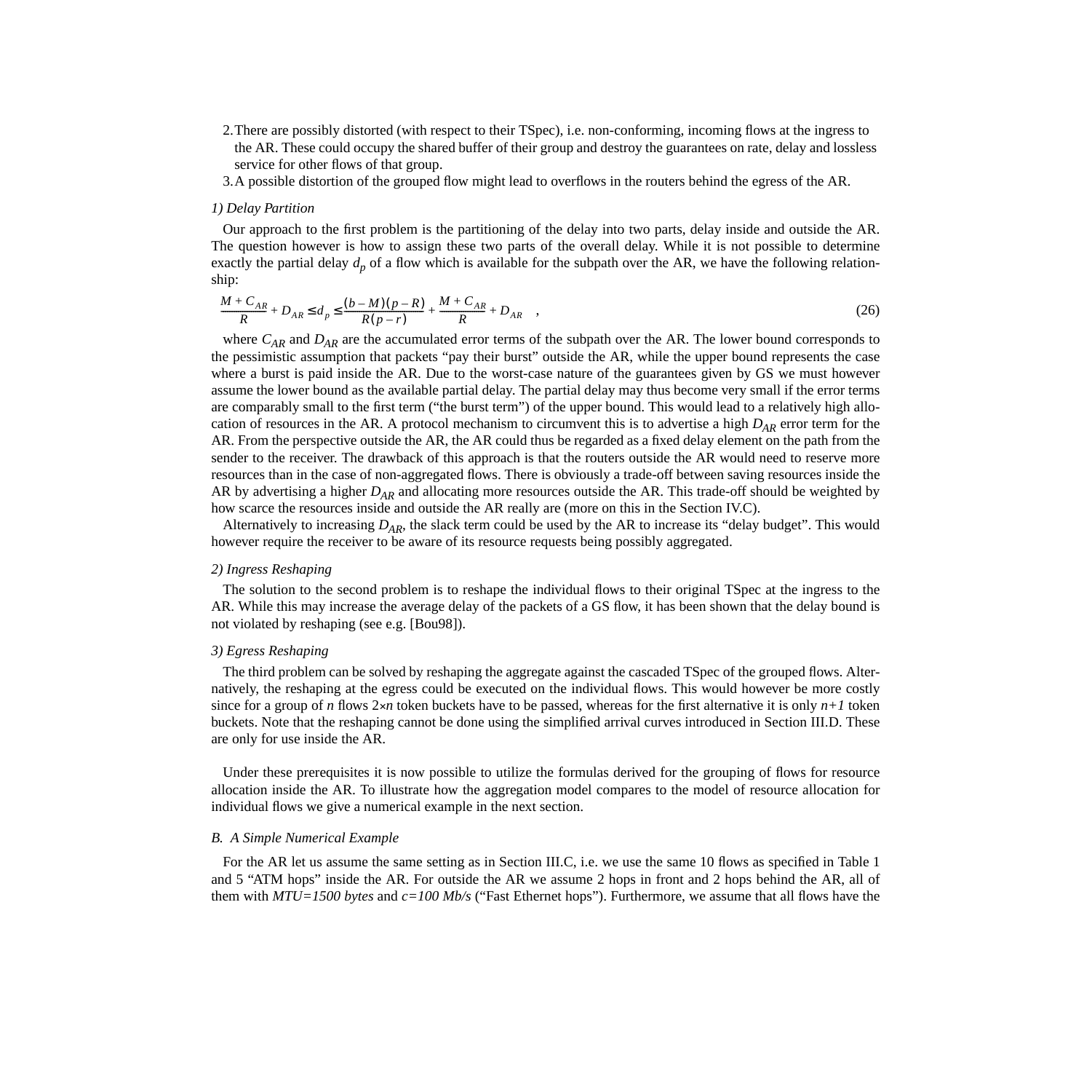2. There are possibly distorted (with respect to their TSpec), i.e. non-conforming, incoming flows at the ingress to the AR. These could occupy the shared buffer of their group and destroy the guarantees on rate, delay and lossless service for other flows of that group.
3. A possible distortion of the grouped flow might lead to overflows in the routers behind the egress of the AR.

#### *1) Delay Partition*

Our approach to the first problem is the partitioning of the delay into two parts, delay inside and outside the AR. The question however is how to assign these two parts of the overall delay. While it is not possible to determine exactly the partial delay $d_p$ of a flow which is available for the subpath over the AR, we have the following relationship:

$$\frac{M + C_{AR}}{R} + D_{AR} \le d_p \le \frac{(b-M)(p-R)}{R(p-r)} + \frac{M + C_{AR}}{R} + D_{AR} \quad , \tag{26}$$

where $C_{AR}$ and $D_{AR}$ are the accumulated error terms of the subpath over the AR. The lower bound corresponds to the pessimistic assumption that packets "pay their burst" outside the AR, while the upper bound represents the case where a burst is paid inside the AR. Due to the worst-case nature of the guarantees given by GS we must however assume the lower bound as the available partial delay. The partial delay may thus become very small if the error terms are comparably small to the first term ("the burst term") of the upper bound. This would lead to a relatively high allocation of resources in the AR. A protocol mechanism to circumvent this is to advertise a high $D_{AR}$ error term for the AR. From the perspective outside the AR, the AR could thus be regarded as a fixed delay element on the path from the sender to the receiver. The drawback of this approach is that the routers outside the AR would need to reserve more resources than in the case of non-aggregated flows. There is obviously a trade-off between saving resources inside the AR by advertising a higher $D_{AR}$ and allocating more resources outside the AR. This trade-off should be weighted by how scarce the resources inside and outside the AR really are (more on this in the Section IV.C).

Alternatively to increasing $D_{AR}$, the slack term could be used by the AR to increase its "delay budget". This would however require the receiver to be aware of its resource requests being possibly aggregated.

#### *2) Ingress Reshaping*

The solution to the second problem is to reshape the individual flows to their original TSpec at the ingress to the AR. While this may increase the average delay of the packets of a GS flow, it has been shown that the delay bound is not violated by reshaping (see e.g. [Bou98]).

#### *3) Egress Reshaping*

The third problem can be solved by reshaping the aggregate against the cascaded TSpec of the grouped flows. Alternatively, the reshaping at the egress could be executed on the individual flows. This would however be more costly since for a group of $n$ flows $2{\times}n$ token buckets have to be passed, whereas for the first alternative it is only $n+1$ token buckets. Note that the reshaping cannot be done using the simplified arrival curves introduced in Section III.D. These are only for use inside the AR.

Under these prerequisites it is now possible to utilize the formulas derived for the grouping of flows for resource allocation inside the AR. To illustrate how the aggregation model compares to the model of resource allocation for individual flows we give a numerical example in the next section.

### *B. A Simple Numerical Example*

For the AR let us assume the same setting as in Section III.C, i.e. we use the same 10 flows as specified in Table 1 and 5 "ATM hops" inside the AR. For outside the AR we assume 2 hops in front and 2 hops behind the AR, all of them with *MTU=1500 bytes* and *c=100 Mb/s* ("Fast Ethernet hops"). Furthermore, we assume that all flows have the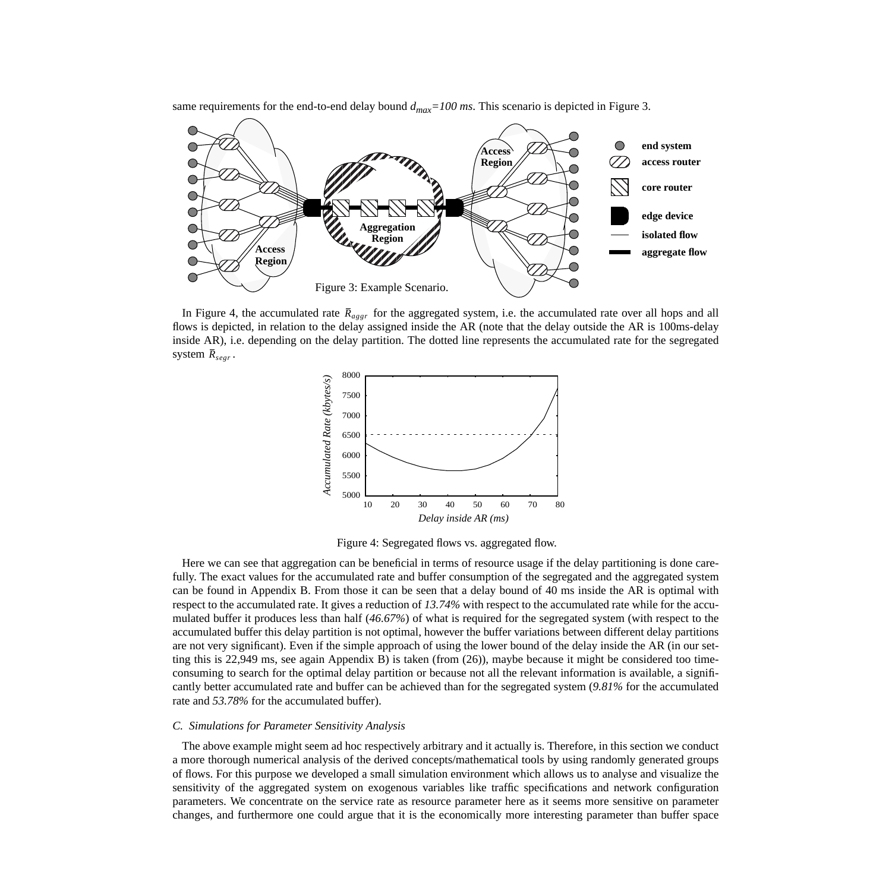same requirements for the end-to-end delay bound $d_{max}$*=100 ms*. This scenario is depicted in Figure 3.

Figure 3: Example Scenario.

In Figure 4, the accumulated rate $\bar{R}_{aggr}$ for the aggregated system, i.e. the accumulated rate over all hops and all flows is depicted, in relation to the delay assigned inside the AR (note that the delay outside the AR is 100ms-delay inside AR), i.e. depending on the delay partition. The dotted line represents the accumulated rate for the segregated system $\bar{R}_{segr}$.

Figure 4: Segregated flows vs. aggregated flow.

Here we can see that aggregation can be beneficial in terms of resource usage if the delay partitioning is done carefully. The exact values for the accumulated rate and buffer consumption of the segregated and the aggregated system can be found in Appendix B. From those it can be seen that a delay bound of 40 ms inside the AR is optimal with respect to the accumulated rate. It gives a reduction of *13.74%* with respect to the accumulated rate while for the accumulated buffer it produces less than half (*46.67%*) of what is required for the segregated system (with respect to the accumulated buffer this delay partition is not optimal, however the buffer variations between different delay partitions are not very significant). Even if the simple approach of using the lower bound of the delay inside the AR (in our setting this is 22,949 ms, see again Appendix B) is taken (from (26)), maybe because it might be considered too time-consuming to search for the optimal delay partition or because not all the relevant information is available, a significantly better accumulated rate and buffer can be achieved than for the segregated system (*9.81%* for the accumulated rate and *53.78%* for the accumulated buffer).

### C. Simulations for Parameter Sensitivity Analysis

The above example might seem ad hoc respectively arbitrary and it actually is. Therefore, in this section we conduct a more thorough numerical analysis of the derived concepts/mathematical tools by using randomly generated groups of flows. For this purpose we developed a small simulation environment which allows us to analyse and visualize the sensitivity of the aggregated system on exogenous variables like traffic specifications and network configuration parameters. We concentrate on the service rate as resource parameter here as it seems more sensitive on parameter changes, and furthermore one could argue that it is the economically more interesting parameter than buffer space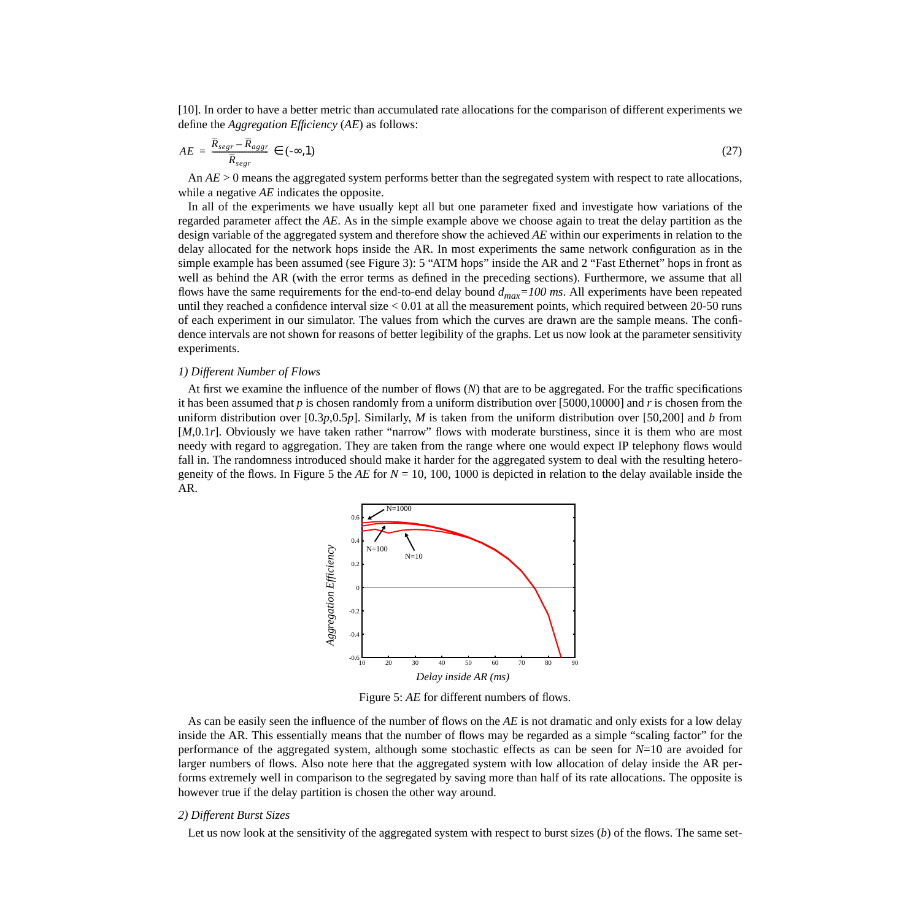[10]. In order to have a better metric than accumulated rate allocations for the comparison of different experiments we define the *Aggregation Efficiency* (*AE*) as follows:

$$AE = \frac{\bar{R}_{segr} - \bar{R}_{aggr}}{\bar{R}_{segr}} \in (-\infty, 1) \tag{27}$$

An $AE > 0$ means the aggregated system performs better than the segregated system with respect to rate allocations, while a negative *AE* indicates the opposite.

In all of the experiments we have usually kept all but one parameter fixed and investigate how variations of the regarded parameter affect the *AE*. As in the simple example above we choose again to treat the delay partition as the design variable of the aggregated system and therefore show the achieved *AE* within our experiments in relation to the delay allocated for the network hops inside the AR. In most experiments the same network configuration as in the simple example has been assumed (see Figure 3): 5 "ATM hops" inside the AR and 2 "Fast Ethernet" hops in front as well as behind the AR (with the error terms as defined in the preceding sections). Furthermore, we assume that all flows have the same requirements for the end-to-end delay bound $d_{max}=100$ *ms*. All experiments have been repeated until they reached a confidence interval size < 0.01 at all the measurement points, which required between 20-50 runs of each experiment in our simulator. The values from which the curves are drawn are the sample means. The confidence intervals are not shown for reasons of better legibility of the graphs. Let us now look at the parameter sensitivity experiments.

*1) Different Number of Flows*

At first we examine the influence of the number of flows (*N*) that are to be aggregated. For the traffic specifications it has been assumed that *p* is chosen randomly from a uniform distribution over [5000,10000] and *r* is chosen from the uniform distribution over $[0.3p, 0.5p]$. Similarly, *M* is taken from the uniform distribution over [50,200] and *b* from $[M, 0.1r]$. Obviously we have taken rather "narrow" flows with moderate burstiness, since it is them who are most needy with regard to aggregation. They are taken from the range where one would expect IP telephony flows would fall in. The randomness introduced should make it harder for the aggregated system to deal with the resulting heterogeneity of the flows. In Figure 5 the *AE* for *N* = 10, 100, 1000 is depicted in relation to the delay available inside the AR.

Figure 5: *AE* for different numbers of flows.

As can be easily seen the influence of the number of flows on the *AE* is not dramatic and only exists for a low delay inside the AR. This essentially means that the number of flows may be regarded as a simple "scaling factor" for the performance of the aggregated system, although some stochastic effects as can be seen for *N*=10 are avoided for larger numbers of flows. Also note here that the aggregated system with low allocation of delay inside the AR performs extremely well in comparison to the segregated by saving more than half of its rate allocations. The opposite is however true if the delay partition is chosen the other way around.

*2) Different Burst Sizes*

Let us now look at the sensitivity of the aggregated system with respect to burst sizes (*b*) of the flows. The same set-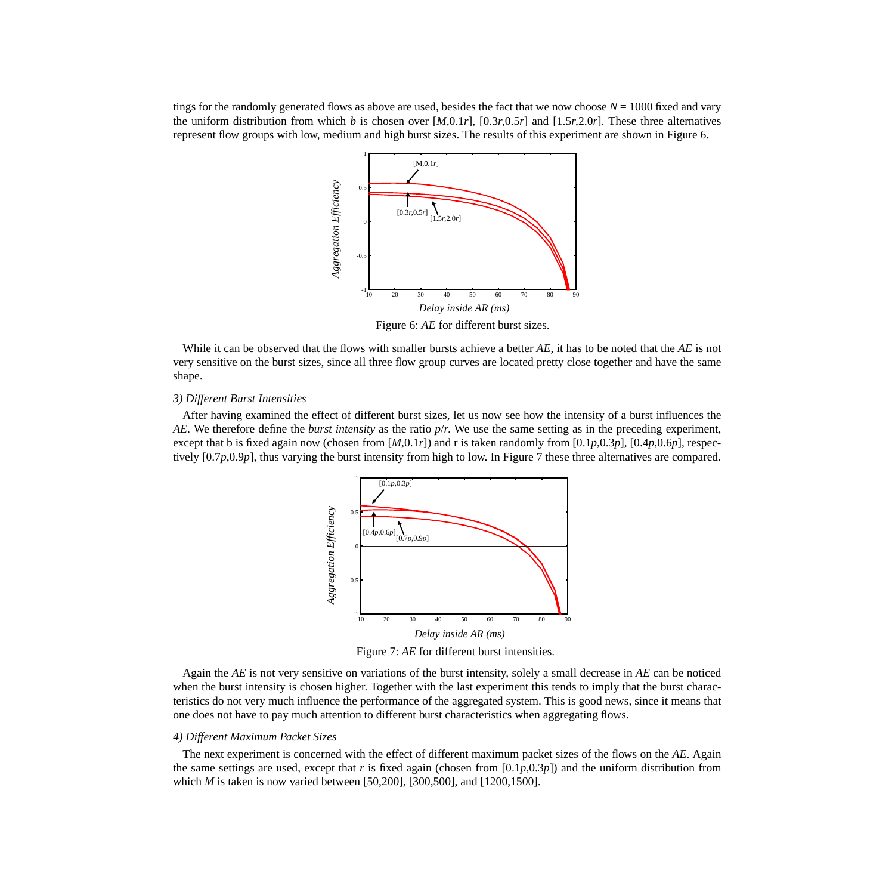tings for the randomly generated flows as above are used, besides the fact that we now choose $N = 1000$ fixed and vary the uniform distribution from which $b$ is chosen over $[M, 0.1r]$, $[0.3r, 0.5r]$ and $[1.5r, 2.0r]$. These three alternatives represent flow groups with low, medium and high burst sizes. The results of this experiment are shown in Figure 6.

Figure 6: *AE* for different burst sizes.

While it can be observed that the flows with smaller bursts achieve a better *AE*, it has to be noted that the *AE* is not very sensitive on the burst sizes, since all three flow group curves are located pretty close together and have the same shape.

### *3) Different Burst Intensities*

After having examined the effect of different burst sizes, let us now see how the intensity of a burst influences the *AE*. We therefore define the *burst intensity* as the ratio $p/r$. We use the same setting as in the preceding experiment, except that b is fixed again now (chosen from $[M, 0.1r]$) and r is taken randomly from $[0.1p, 0.3p]$, $[0.4p, 0.6p]$, respectively $[0.7p, 0.9p]$, thus varying the burst intensity from high to low. In Figure 7 these three alternatives are compared.

Figure 7: *AE* for different burst intensities.

Again the *AE* is not very sensitive on variations of the burst intensity, solely a small decrease in *AE* can be noticed when the burst intensity is chosen higher. Together with the last experiment this tends to imply that the burst characteristics do not very much influence the performance of the aggregated system. This is good news, since it means that one does not have to pay much attention to different burst characteristics when aggregating flows.

### *4) Different Maximum Packet Sizes*

The next experiment is concerned with the effect of different maximum packet sizes of the flows on the *AE*. Again the same settings are used, except that $r$ is fixed again (chosen from $[0.1p, 0.3p]$) and the uniform distribution from which $M$ is taken is now varied between [50,200], [300,500], and [1200,1500].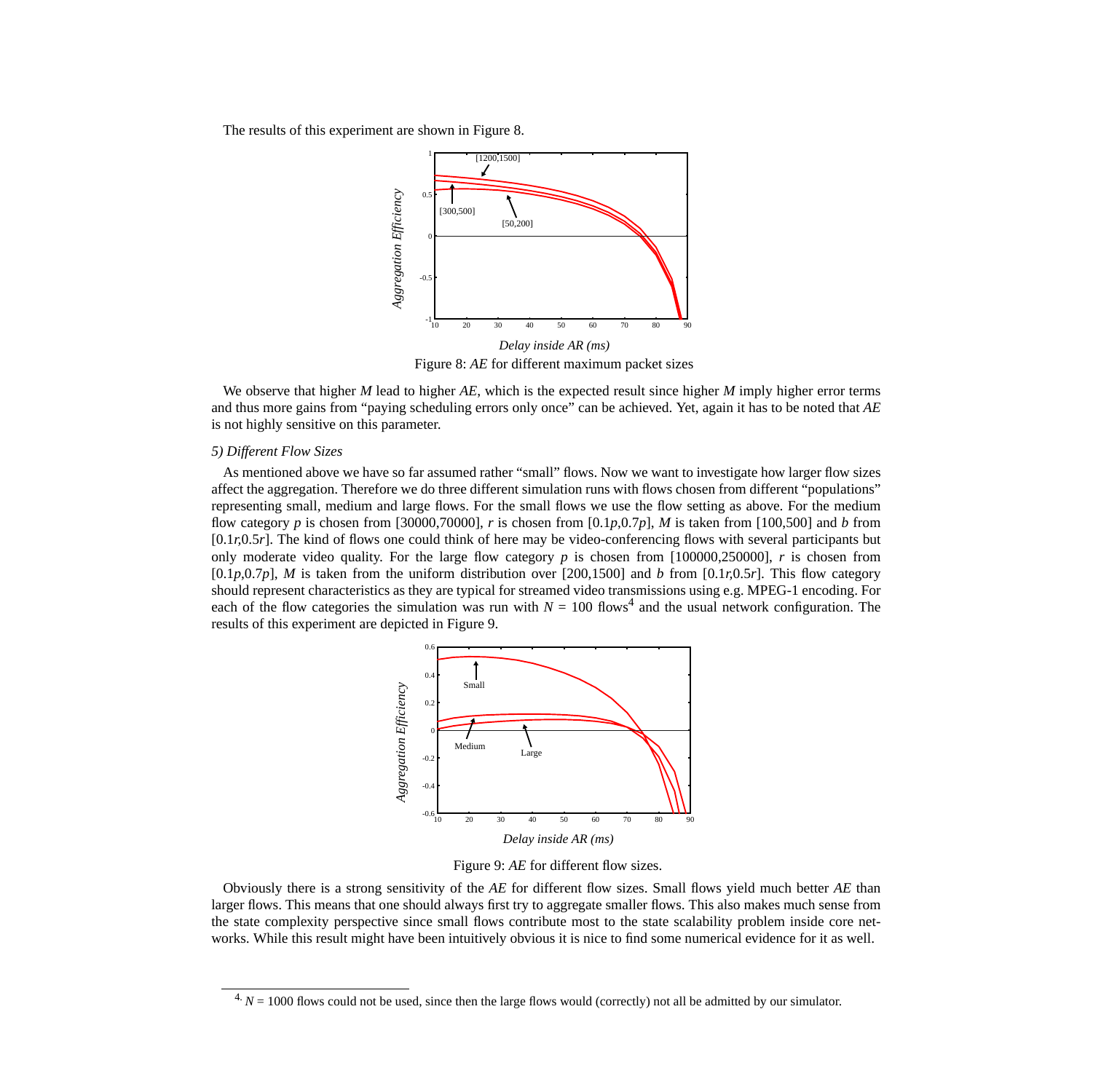The results of this experiment are shown in Figure 8.

Figure 8: *AE* for different maximum packet sizes

We observe that higher $M$ lead to higher *AE*, which is the expected result since higher $M$ imply higher error terms and thus more gains from "paying scheduling errors only once" can be achieved. Yet, again it has to be noted that *AE* is not highly sensitive on this parameter.

*5) Different Flow Sizes*

As mentioned above we have so far assumed rather "small" flows. Now we want to investigate how larger flow sizes affect the aggregation. Therefore we do three different simulation runs with flows chosen from different "populations" representing small, medium and large flows. For the small flows we use the flow setting as above. For the medium flow category $p$ is chosen from [30000,70000], $r$ is chosen from [$0.1p$,$0.7p$], $M$ is taken from [100,500] and $b$ from [$0.1r$,$0.5r$]. The kind of flows one could think of here may be video-conferencing flows with several participants but only moderate video quality. For the large flow category $p$ is chosen from [100000,250000], $r$ is chosen from [$0.1p$,$0.7p$], $M$ is taken from the uniform distribution over [200,1500] and $b$ from [$0.1r$,$0.5r$]. This flow category should represent characteristics as they are typical for streamed video transmissions using e.g. MPEG-1 encoding. For each of the flow categories the simulation was run with $N = 100$ flows[4] and the usual network configuration. The results of this experiment are depicted in Figure 9.

Figure 9: *AE* for different flow sizes.

Obviously there is a strong sensitivity of the *AE* for different flow sizes. Small flows yield much better *AE* than larger flows. This means that one should always first try to aggregate smaller flows. This also makes much sense from the state complexity perspective since small flows contribute most to the state scalability problem inside core networks. While this result might have been intuitively obvious it is nice to find some numerical evidence for it as well.

[4] $N = 1000$ flows could not be used, since then the large flows would (correctly) not all be admitted by our simulator.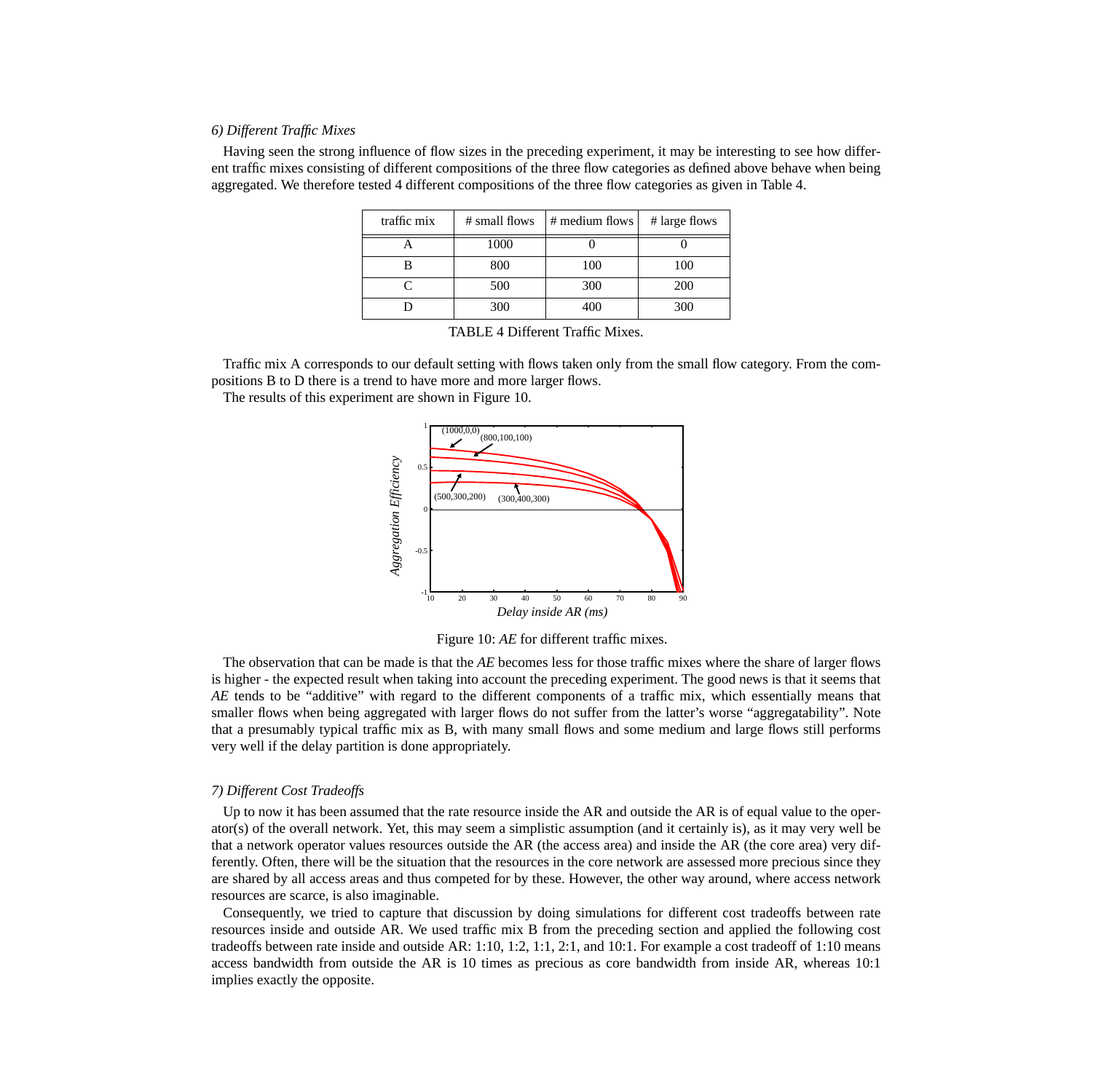*6) Different Traffic Mixes*

Having seen the strong influence of flow sizes in the preceding experiment, it may be interesting to see how different traffic mixes consisting of different compositions of the three flow categories as defined above behave when being aggregated. We therefore tested 4 different compositions of the three flow categories as given in Table 4.

| traffic mix | # small flows | # medium flows | # large flows |
|---|---|---|---|
| A | 1000 | 0 | 0 |
| B | 800 | 100 | 100 |
| C | 500 | 300 | 200 |
| D | 300 | 400 | 300 |

TABLE 4 Different Traffic Mixes.

Traffic mix A corresponds to our default setting with flows taken only from the small flow category. From the compositions B to D there is a trend to have more and more larger flows.

The results of this experiment are shown in Figure 10.

Figure 10: *AE* for different traffic mixes.

The observation that can be made is that the *AE* becomes less for those traffic mixes where the share of larger flows is higher - the expected result when taking into account the preceding experiment. The good news is that it seems that *AE* tends to be "additive" with regard to the different components of a traffic mix, which essentially means that smaller flows when being aggregated with larger flows do not suffer from the latter's worse "aggregatability". Note that a presumably typical traffic mix as B, with many small flows and some medium and large flows still performs very well if the delay partition is done appropriately.

*7) Different Cost Tradeoffs*

Up to now it has been assumed that the rate resource inside the AR and outside the AR is of equal value to the operator(s) of the overall network. Yet, this may seem a simplistic assumption (and it certainly is), as it may very well be that a network operator values resources outside the AR (the access area) and inside the AR (the core area) very differently. Often, there will be the situation that the resources in the core network are assessed more precious since they are shared by all access areas and thus competed for by these. However, the other way around, where access network resources are scarce, is also imaginable.

Consequently, we tried to capture that discussion by doing simulations for different cost tradeoffs between rate resources inside and outside AR. We used traffic mix B from the preceding section and applied the following cost tradeoffs between rate inside and outside AR: 1:10, 1:2, 1:1, 2:1, and 10:1. For example a cost tradeoff of 1:10 means access bandwidth from outside the AR is 10 times as precious as core bandwidth from inside AR, whereas 10:1 implies exactly the opposite.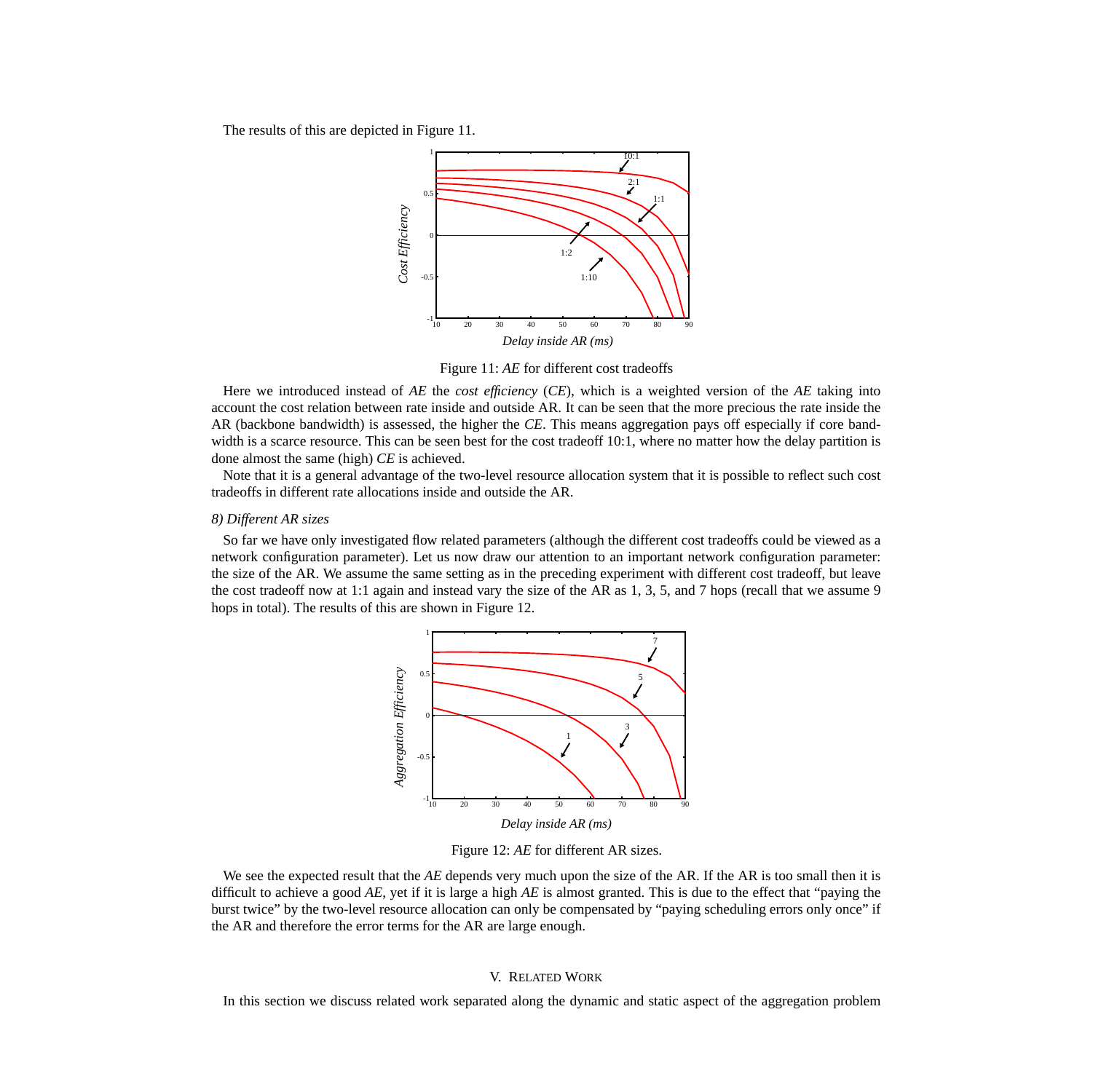The results of this are depicted in Figure 11.

Figure 11: *AE* for different cost tradeoffs

Here we introduced instead of *AE* the *cost efficiency* (*CE*), which is a weighted version of the *AE* taking into account the cost relation between rate inside and outside AR. It can be seen that the more precious the rate inside the AR (backbone bandwidth) is assessed, the higher the *CE*. This means aggregation pays off especially if core bandwidth is a scarce resource. This can be seen best for the cost tradeoff 10:1, where no matter how the delay partition is done almost the same (high) *CE* is achieved.

Note that it is a general advantage of the two-level resource allocation system that it is possible to reflect such cost tradeoffs in different rate allocations inside and outside the AR.

#### *8) Different AR sizes*

So far we have only investigated flow related parameters (although the different cost tradeoffs could be viewed as a network configuration parameter). Let us now draw our attention to an important network configuration parameter: the size of the AR. We assume the same setting as in the preceding experiment with different cost tradeoff, but leave the cost tradeoff now at 1:1 again and instead vary the size of the AR as 1, 3, 5, and 7 hops (recall that we assume 9 hops in total). The results of this are shown in Figure 12.

Figure 12: *AE* for different AR sizes.

We see the expected result that the *AE* depends very much upon the size of the AR. If the AR is too small then it is difficult to achieve a good *AE*, yet if it is large a high *AE* is almost granted. This is due to the effect that "paying the burst twice" by the two-level resource allocation can only be compensated by "paying scheduling errors only once" if the AR and therefore the error terms for the AR are large enough.

## V. Related Work

In this section we discuss related work separated along the dynamic and static aspect of the aggregation problem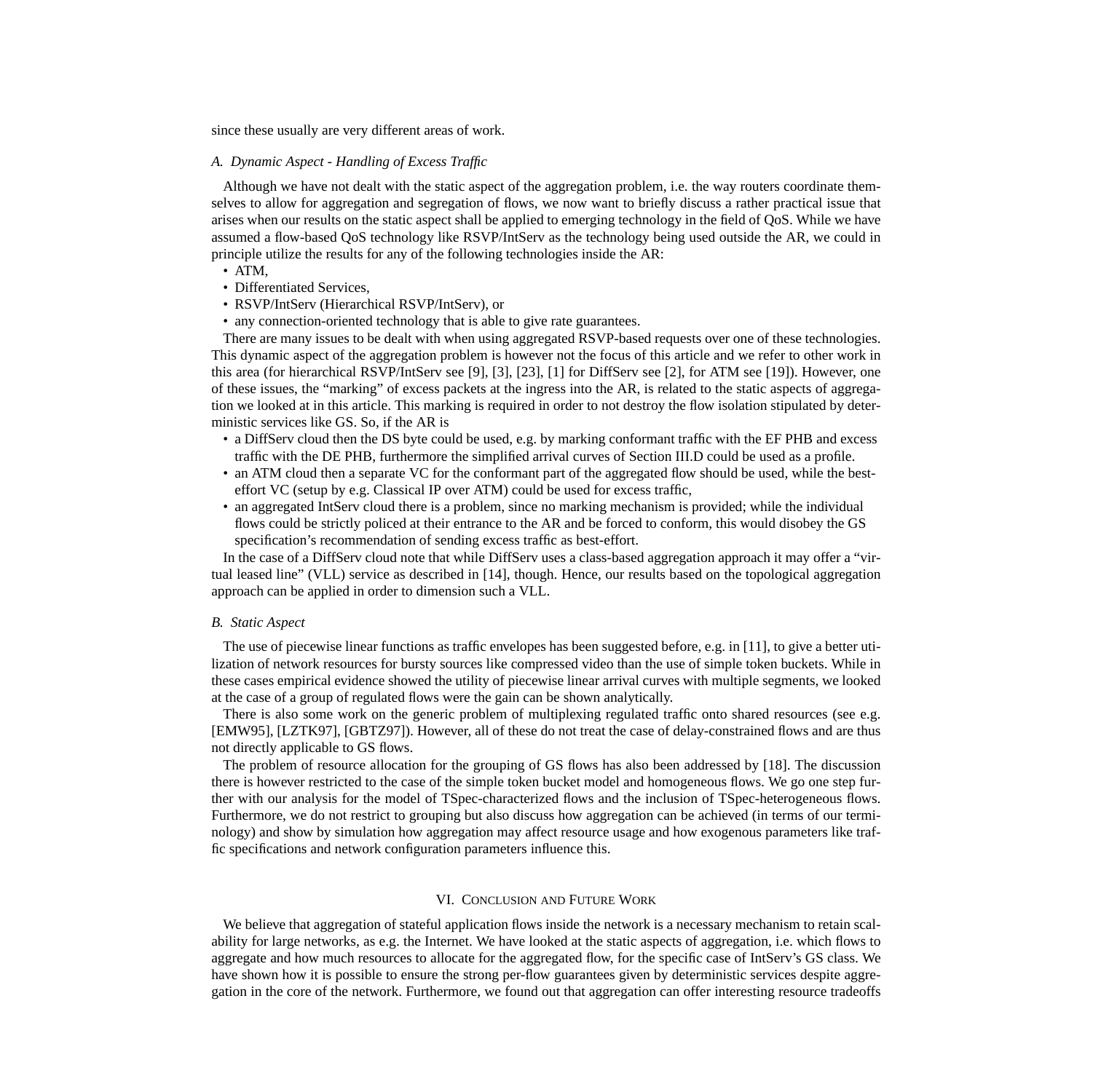since these usually are very different areas of work.

### *A. Dynamic Aspect - Handling of Excess Traffic*

Although we have not dealt with the static aspect of the aggregation problem, i.e. the way routers coordinate themselves to allow for aggregation and segregation of flows, we now want to briefly discuss a rather practical issue that arises when our results on the static aspect shall be applied to emerging technology in the field of QoS. While we have assumed a flow-based QoS technology like RSVP/IntServ as the technology being used outside the AR, we could in principle utilize the results for any of the following technologies inside the AR:

- ATM,
- Differentiated Services,
- RSVP/IntServ (Hierarchical RSVP/IntServ), or
- any connection-oriented technology that is able to give rate guarantees.

There are many issues to be dealt with when using aggregated RSVP-based requests over one of these technologies. This dynamic aspect of the aggregation problem is however not the focus of this article and we refer to other work in this area (for hierarchical RSVP/IntServ see [9], [3], [23], [1] for DiffServ see [2], for ATM see [19]). However, one of these issues, the "marking" of excess packets at the ingress into the AR, is related to the static aspects of aggregation we looked at in this article. This marking is required in order to not destroy the flow isolation stipulated by deterministic services like GS. So, if the AR is

- a DiffServ cloud then the DS byte could be used, e.g. by marking conformant traffic with the EF PHB and excess traffic with the DE PHB, furthermore the simplified arrival curves of Section III.D could be used as a profile.
- an ATM cloud then a separate VC for the conformant part of the aggregated flow should be used, while the best-effort VC (setup by e.g. Classical IP over ATM) could be used for excess traffic,
- an aggregated IntServ cloud there is a problem, since no marking mechanism is provided; while the individual flows could be strictly policed at their entrance to the AR and be forced to conform, this would disobey the GS specification's recommendation of sending excess traffic as best-effort.

In the case of a DiffServ cloud note that while DiffServ uses a class-based aggregation approach it may offer a "virtual leased line" (VLL) service as described in [14], though. Hence, our results based on the topological aggregation approach can be applied in order to dimension such a VLL.

### *B. Static Aspect*

The use of piecewise linear functions as traffic envelopes has been suggested before, e.g. in [11], to give a better utilization of network resources for bursty sources like compressed video than the use of simple token buckets. While in these cases empirical evidence showed the utility of piecewise linear arrival curves with multiple segments, we looked at the case of a group of regulated flows were the gain can be shown analytically.

There is also some work on the generic problem of multiplexing regulated traffic onto shared resources (see e.g. [EMW95], [LZTK97], [GBTZ97]). However, all of these do not treat the case of delay-constrained flows and are thus not directly applicable to GS flows.

The problem of resource allocation for the grouping of GS flows has also been addressed by [18]. The discussion there is however restricted to the case of the simple token bucket model and homogeneous flows. We go one step further with our analysis for the model of TSpec-characterized flows and the inclusion of TSpec-heterogeneous flows. Furthermore, we do not restrict to grouping but also discuss how aggregation can be achieved (in terms of our terminology) and show by simulation how aggregation may affect resource usage and how exogenous parameters like traffic specifications and network configuration parameters influence this.

## VI. Conclusion and Future Work

We believe that aggregation of stateful application flows inside the network is a necessary mechanism to retain scalability for large networks, as e.g. the Internet. We have looked at the static aspects of aggregation, i.e. which flows to aggregate and how much resources to allocate for the aggregated flow, for the specific case of IntServ's GS class. We have shown how it is possible to ensure the strong per-flow guarantees given by deterministic services despite aggregation in the core of the network. Furthermore, we found out that aggregation can offer interesting resource tradeoffs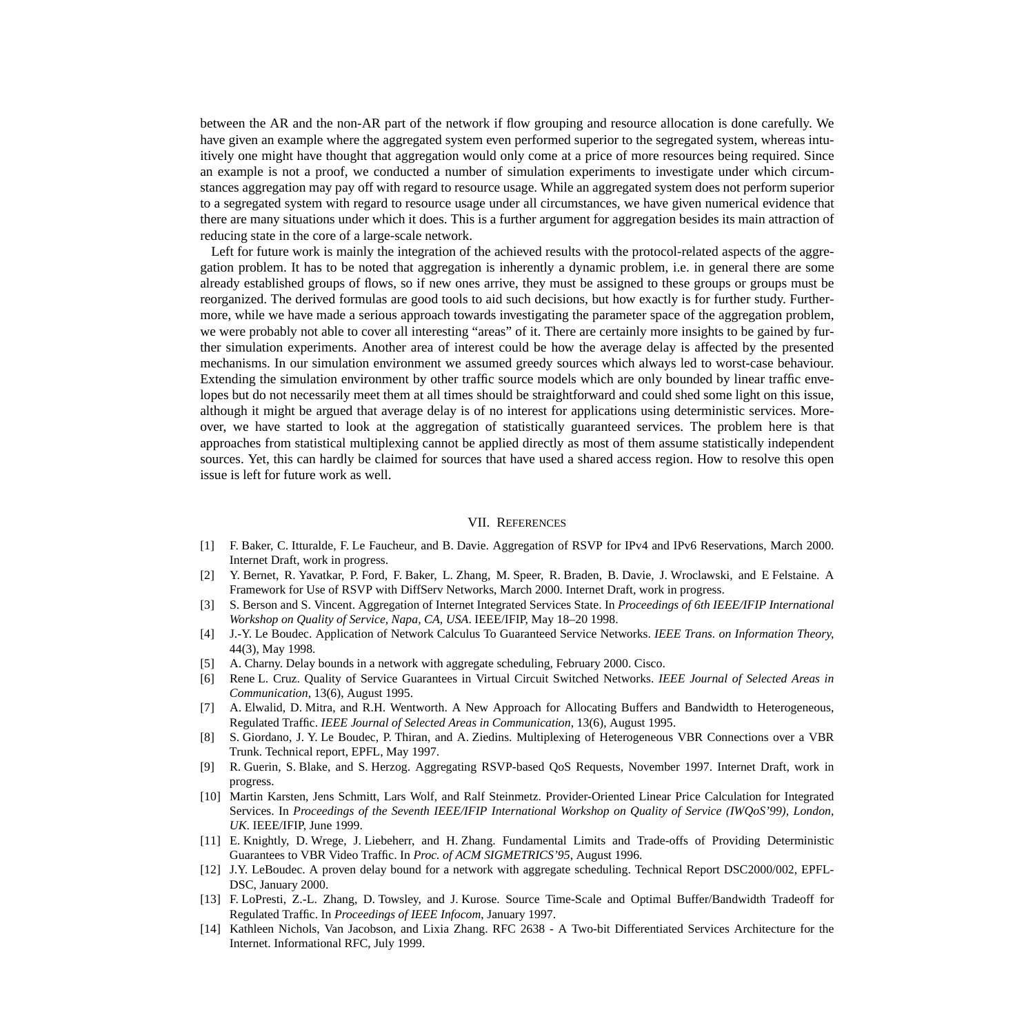between the AR and the non-AR part of the network if flow grouping and resource allocation is done carefully. We have given an example where the aggregated system even performed superior to the segregated system, whereas intuitively one might have thought that aggregation would only come at a price of more resources being required. Since an example is not a proof, we conducted a number of simulation experiments to investigate under which circumstances aggregation may pay off with regard to resource usage. While an aggregated system does not perform superior to a segregated system with regard to resource usage under all circumstances, we have given numerical evidence that there are many situations under which it does. This is a further argument for aggregation besides its main attraction of reducing state in the core of a large-scale network.

Left for future work is mainly the integration of the achieved results with the protocol-related aspects of the aggregation problem. It has to be noted that aggregation is inherently a dynamic problem, i.e. in general there are some already established groups of flows, so if new ones arrive, they must be assigned to these groups or groups must be reorganized. The derived formulas are good tools to aid such decisions, but how exactly is for further study. Furthermore, while we have made a serious approach towards investigating the parameter space of the aggregation problem, we were probably not able to cover all interesting "areas" of it. There are certainly more insights to be gained by further simulation experiments. Another area of interest could be how the average delay is affected by the presented mechanisms. In our simulation environment we assumed greedy sources which always led to worst-case behaviour. Extending the simulation environment by other traffic source models which are only bounded by linear traffic envelopes but do not necessarily meet them at all times should be straightforward and could shed some light on this issue, although it might be argued that average delay is of no interest for applications using deterministic services. Moreover, we have started to look at the aggregation of statistically guaranteed services. The problem here is that approaches from statistical multiplexing cannot be applied directly as most of them assume statistically independent sources. Yet, this can hardly be claimed for sources that have used a shared access region. How to resolve this open issue is left for future work as well.

## VII. References

[1] F. Baker, C. Itturalde, F. Le Faucheur, and B. Davie. Aggregation of RSVP for IPv4 and IPv6 Reservations, March 2000. Internet Draft, work in progress.

[2] Y. Bernet, R. Yavatkar, P. Ford, F. Baker, L. Zhang, M. Speer, R. Braden, B. Davie, J. Wroclawski, and E Felstaine. A Framework for Use of RSVP with DiffServ Networks, March 2000. Internet Draft, work in progress.

[3] S. Berson and S. Vincent. Aggregation of Internet Integrated Services State. In *Proceedings of 6th IEEE/IFIP International Workshop on Quality of Service, Napa, CA, USA*. IEEE/IFIP, May 18–20 1998.

[4] J.-Y. Le Boudec. Application of Network Calculus To Guaranteed Service Networks. *IEEE Trans. on Information Theory*, 44(3), May 1998.

[5] A. Charny. Delay bounds in a network with aggregate scheduling, February 2000. Cisco.

[6] Rene L. Cruz. Quality of Service Guarantees in Virtual Circuit Switched Networks. *IEEE Journal of Selected Areas in Communication*, 13(6), August 1995.

[7] A. Elwalid, D. Mitra, and R.H. Wentworth. A New Approach for Allocating Buffers and Bandwidth to Heterogeneous, Regulated Traffic. *IEEE Journal of Selected Areas in Communication*, 13(6), August 1995.

[8] S. Giordano, J. Y. Le Boudec, P. Thiran, and A. Ziedins. Multiplexing of Heterogeneous VBR Connections over a VBR Trunk. Technical report, EPFL, May 1997.

[9] R. Guerin, S. Blake, and S. Herzog. Aggregating RSVP-based QoS Requests, November 1997. Internet Draft, work in progress.

[10] Martin Karsten, Jens Schmitt, Lars Wolf, and Ralf Steinmetz. Provider-Oriented Linear Price Calculation for Integrated Services. In *Proceedings of the Seventh IEEE/IFIP International Workshop on Quality of Service (IWQoS'99), London, UK*. IEEE/IFIP, June 1999.

[11] E. Knightly, D. Wrege, J. Liebeherr, and H. Zhang. Fundamental Limits and Trade-offs of Providing Deterministic Guarantees to VBR Video Traffic. In *Proc. of ACM SIGMETRICS'95*, August 1996.

[12] J.Y. LeBoudec. A proven delay bound for a network with aggregate scheduling. Technical Report DSC2000/002, EPFL-DSC, January 2000.

[13] F. LoPresti, Z.-L. Zhang, D. Towsley, and J. Kurose. Source Time-Scale and Optimal Buffer/Bandwidth Tradeoff for Regulated Traffic. In *Proceedings of IEEE Infocom*, January 1997.

[14] Kathleen Nichols, Van Jacobson, and Lixia Zhang. RFC 2638 - A Two-bit Differentiated Services Architecture for the Internet. Informational RFC, July 1999.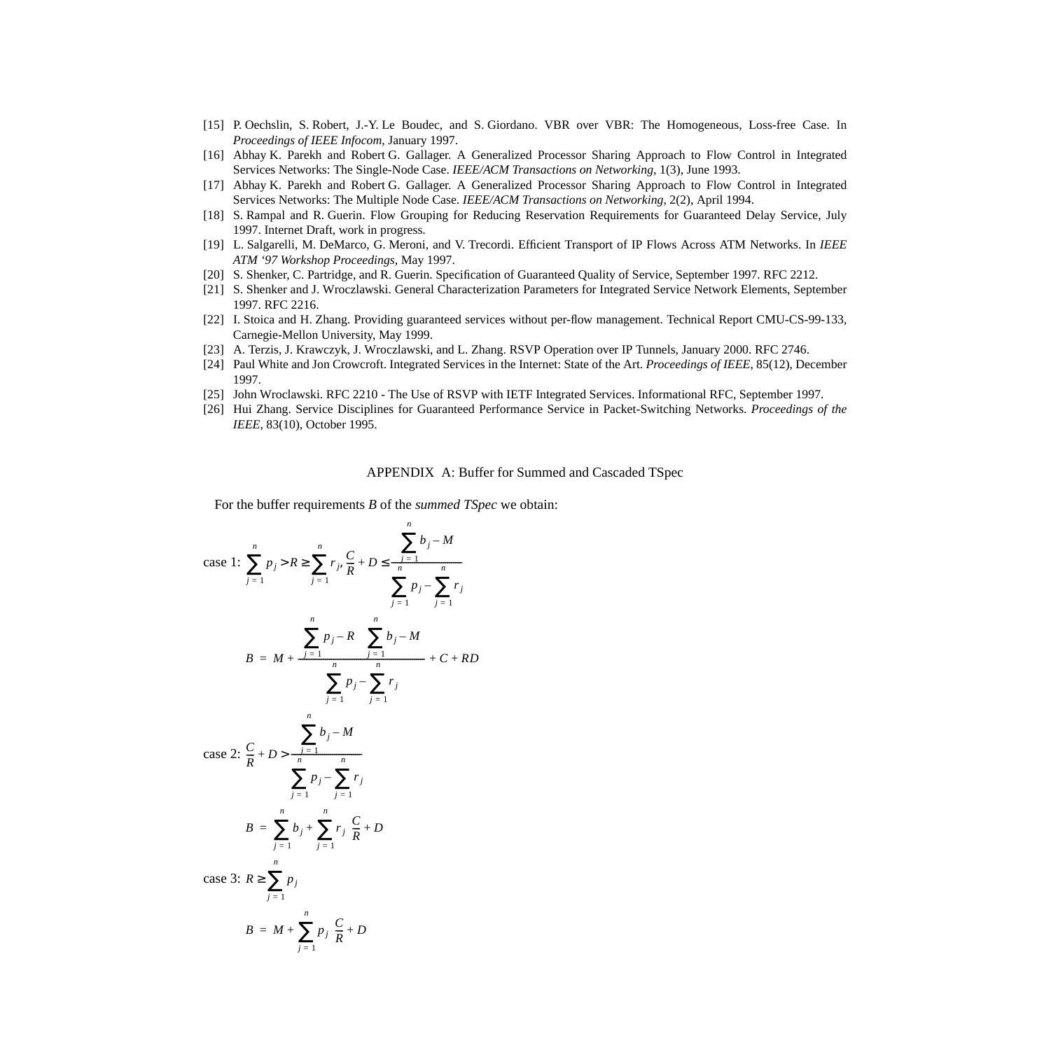[15] P. Oechslin, S. Robert, J.-Y. Le Boudec, and S. Giordano. VBR over VBR: The Homogeneous, Loss-free Case. In *Proceedings of IEEE Infocom*, January 1997.

[16] Abhay K. Parekh and Robert G. Gallager. A Generalized Processor Sharing Approach to Flow Control in Integrated Services Networks: The Single-Node Case. *IEEE/ACM Transactions on Networking*, 1(3), June 1993.

[17] Abhay K. Parekh and Robert G. Gallager. A Generalized Processor Sharing Approach to Flow Control in Integrated Services Networks: The Multiple Node Case. *IEEE/ACM Transactions on Networking*, 2(2), April 1994.

[18] S. Rampal and R. Guerin. Flow Grouping for Reducing Reservation Requirements for Guaranteed Delay Service, July 1997. Internet Draft, work in progress.

[19] L. Salgarelli, M. DeMarco, G. Meroni, and V. Trecordi. Efficient Transport of IP Flows Across ATM Networks. In *IEEE ATM '97 Workshop Proceedings*, May 1997.

[20] S. Shenker, C. Partridge, and R. Guerin. Specification of Guaranteed Quality of Service, September 1997. RFC 2212.

[21] S. Shenker and J. Wroczlawski. General Characterization Parameters for Integrated Service Network Elements, September 1997. RFC 2216.

[22] I. Stoica and H. Zhang. Providing guaranteed services without per-flow management. Technical Report CMU-CS-99-133, Carnegie-Mellon University, May 1999.

[23] A. Terzis, J. Krawczyk, J. Wroczlawski, and L. Zhang. RSVP Operation over IP Tunnels, January 2000. RFC 2746.

[24] Paul White and Jon Crowcroft. Integrated Services in the Internet: State of the Art. *Proceedings of IEEE*, 85(12), December 1997.

[25] John Wroclawski. RFC 2210 - The Use of RSVP with IETF Integrated Services. Informational RFC, September 1997.

[26] Hui Zhang. Service Disciplines for Guaranteed Performance Service in Packet-Switching Networks. *Proceedings of the IEEE*, 83(10), October 1995.

## APPENDIX A: Buffer for Summed and Cascaded TSpec

For the buffer requirements $B$ of the *summed TSpec* we obtain:

case 1: $\sum_{j=1}^{n} p_j > R \geq \sum_{j=1}^{n} r_j, \frac{C}{R} + D \leq \frac{\sum_{j=1}^{n} b_j - M}{\sum_{j=1}^{n} p_j - \sum_{j=1}^{n} r_j}$

$$B = M + \frac{\left(\sum_{j=1}^{n} p_j - R\right)\left(\sum_{j=1}^{n} b_j - M\right)}{\sum_{j=1}^{n} p_j - \sum_{j=1}^{n} r_j} + C + RD$$

case 2: $\frac{C}{R} + D > \frac{\sum_{j=1}^{n} b_j - M}{\sum_{j=1}^{n} p_j - \sum_{j=1}^{n} r_j}$

$$B = \sum_{j=1}^{n} b_j + \sum_{j=1}^{n} r_j \left(\frac{C}{R} + D\right)$$

case 3: $R \geq \sum_{j=1}^{n} p_j$

$$B = M + \sum_{j=1}^{n} p_j \left(\frac{C}{R} + D\right)$$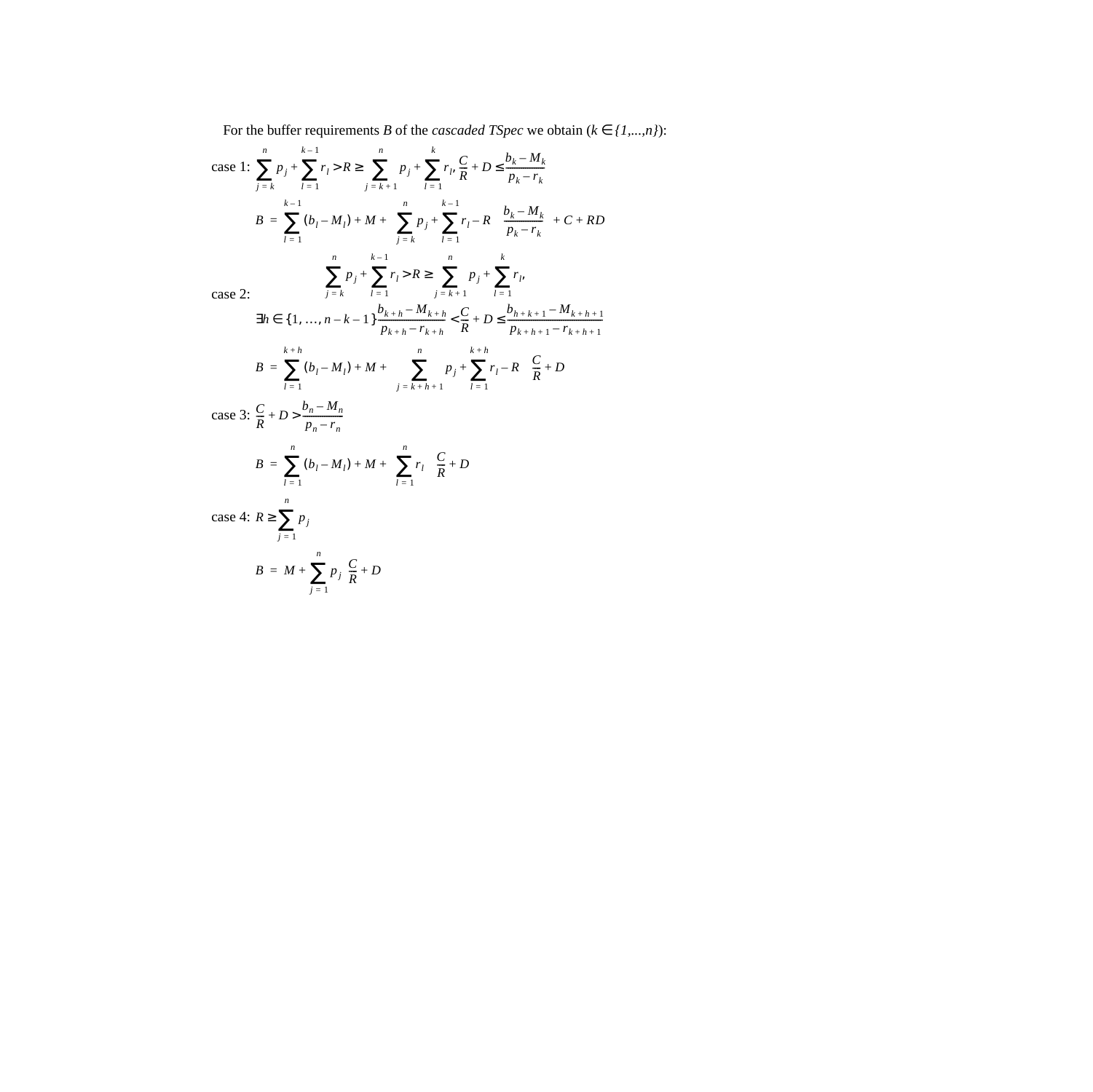For the buffer requirements $B$ of the *cascaded TSpec* we obtain ($k \in \{1,...,n\}$):

case 1: $\sum_{j=k}^{n} p_j + \sum_{l=1}^{k-1} r_l > R \geq \sum_{j=k+1}^{n} p_j + \sum_{l=1}^{k} r_l$, $\frac{C}{R} + D \leq \frac{b_k - M_k}{p_k - r_k}$

$$B = \sum_{l=1}^{k-1} (b_l - M_l) + M + \left( \sum_{j=k}^{n} p_j + \sum_{l=1}^{k-1} r_l - R \right) \frac{b_k - M_k}{p_k - r_k} + C + RD$$

case 2: $\sum_{j=k}^{n} p_j + \sum_{l=1}^{k-1} r_l > R \geq \sum_{j=k+1}^{n} p_j + \sum_{l=1}^{k} r_l$,

$\exists h \in \{1, \ldots, n-k-1\} \frac{b_{k+h} - M_{k+h}}{p_{k+h} - r_{k+h}} < \frac{C}{R} + D \leq \frac{b_{h+k+1} - M_{k+h+1}}{p_{k+h+1} - r_{k+h+1}}$

$$B = \sum_{l=1}^{k+h} (b_l - M_l) + M + \left( \sum_{j=k+h+1}^{n} p_j + \sum_{l=1}^{k+h} r_l - R \right) \left( \frac{C}{R} + D \right)$$

case 3: $\frac{C}{R} + D > \frac{b_n - M_n}{p_n - r_n}$

$$B = \sum_{l=1}^{n} (b_l - M_l) + M + \left( \sum_{l=1}^{n} r_l \right) \left( \frac{C}{R} + D \right)$$

case 4: $R \geq \sum_{j=1}^{n} p_j$

$$B = M + \sum_{j=1}^{n} p_j \left( \frac{C}{R} + D \right)$$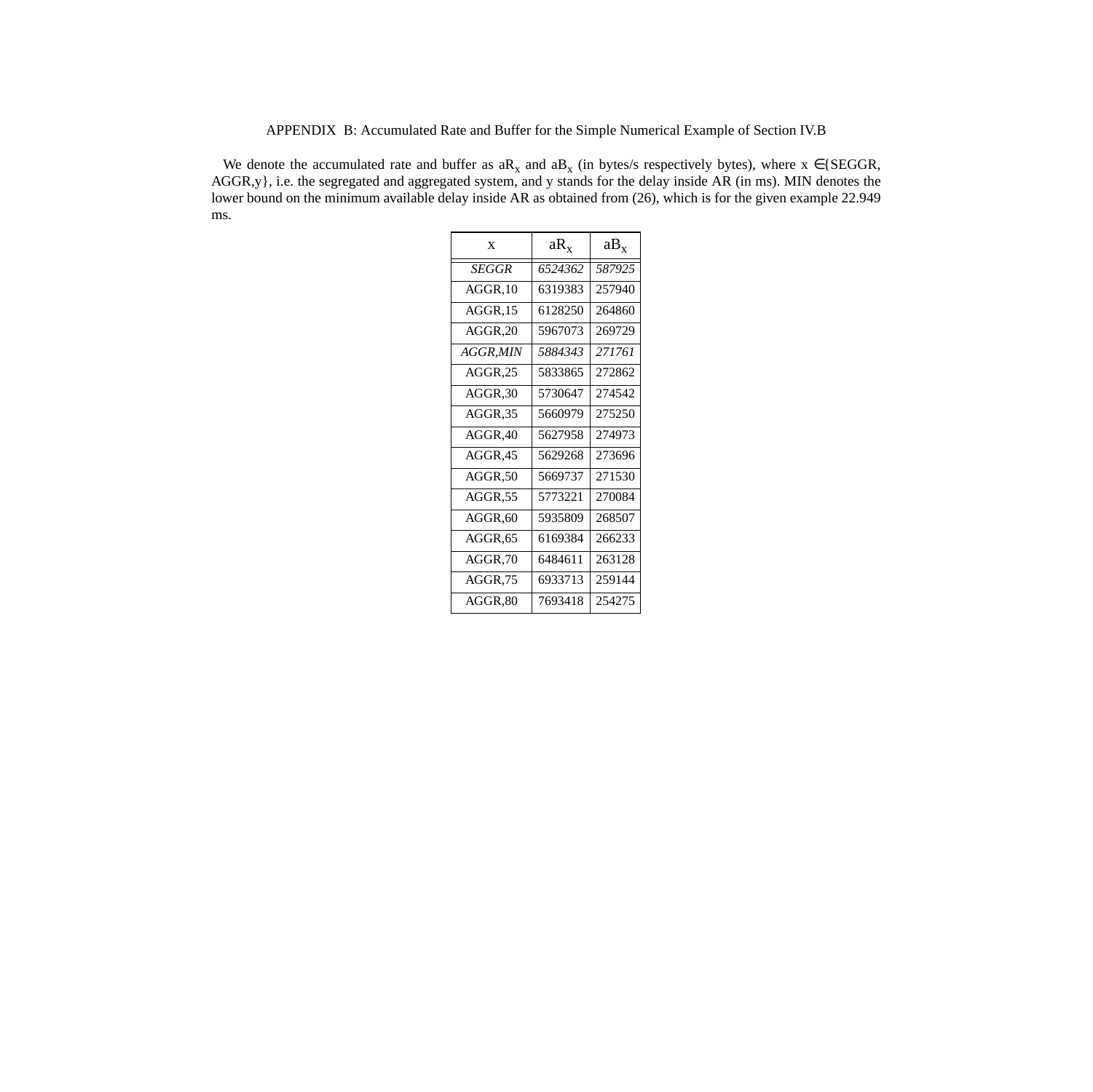# APPENDIX B: Accumulated Rate and Buffer for the Simple Numerical Example of Section IV.B

We denote the accumulated rate and buffer as $aR_x$ and $aB_x$ (in bytes/s respectively bytes), where x ∈{SEGGR, AGGR,y}, i.e. the segregated and aggregated system, and y stands for the delay inside AR (in ms). MIN denotes the lower bound on the minimum available delay inside AR as obtained from (26), which is for the given example 22.949 ms.

| x | $aR_x$ | $aB_x$ |
|---|---|---|
| *SEGGR* | *6524362* | *587925* |
| AGGR,10 | 6319383 | 257940 |
| AGGR,15 | 6128250 | 264860 |
| AGGR,20 | 5967073 | 269729 |
| *AGGR,MIN* | *5884343* | *271761* |
| AGGR,25 | 5833865 | 272862 |
| AGGR,30 | 5730647 | 274542 |
| AGGR,35 | 5660979 | 275250 |
| AGGR,40 | 5627958 | 274973 |
| AGGR,45 | 5629268 | 273696 |
| AGGR,50 | 5669737 | 271530 |
| AGGR,55 | 5773221 | 270084 |
| AGGR,60 | 5935809 | 268507 |
| AGGR,65 | 6169384 | 266233 |
| AGGR,70 | 6484611 | 263128 |
| AGGR,75 | 6933713 | 259144 |
| AGGR,80 | 7693418 | 254275 |